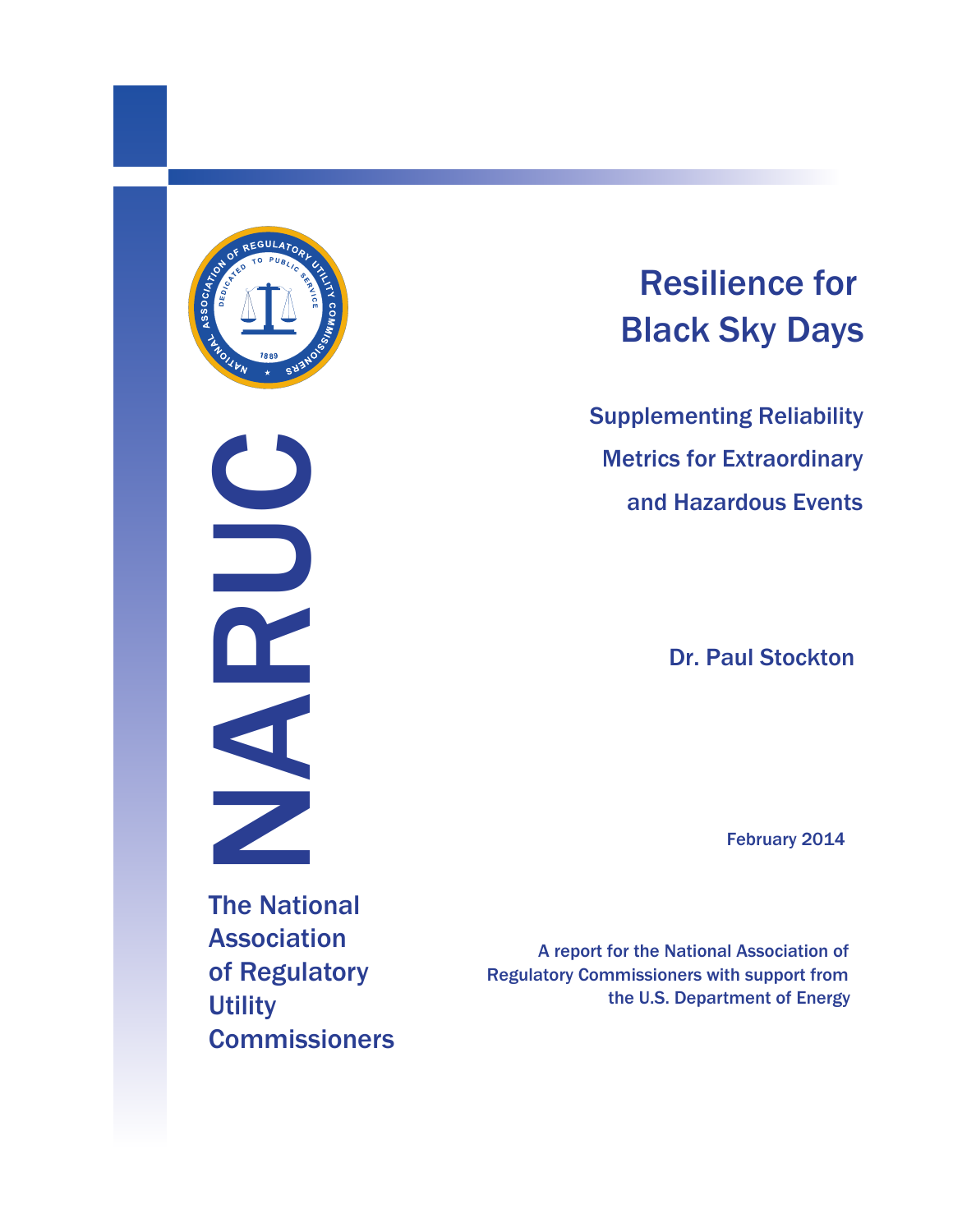# Resilience for Black Sky Days

## Supplementing Reliability Metrics for Extraordinary and Hazardous Events

Dr. Paul Stockton

February 2014

NARUC

The National Association of Regulatory Utility Commissioners

A report for the National Association of Regulatory Commissioners with support from the U.S. Department of Energy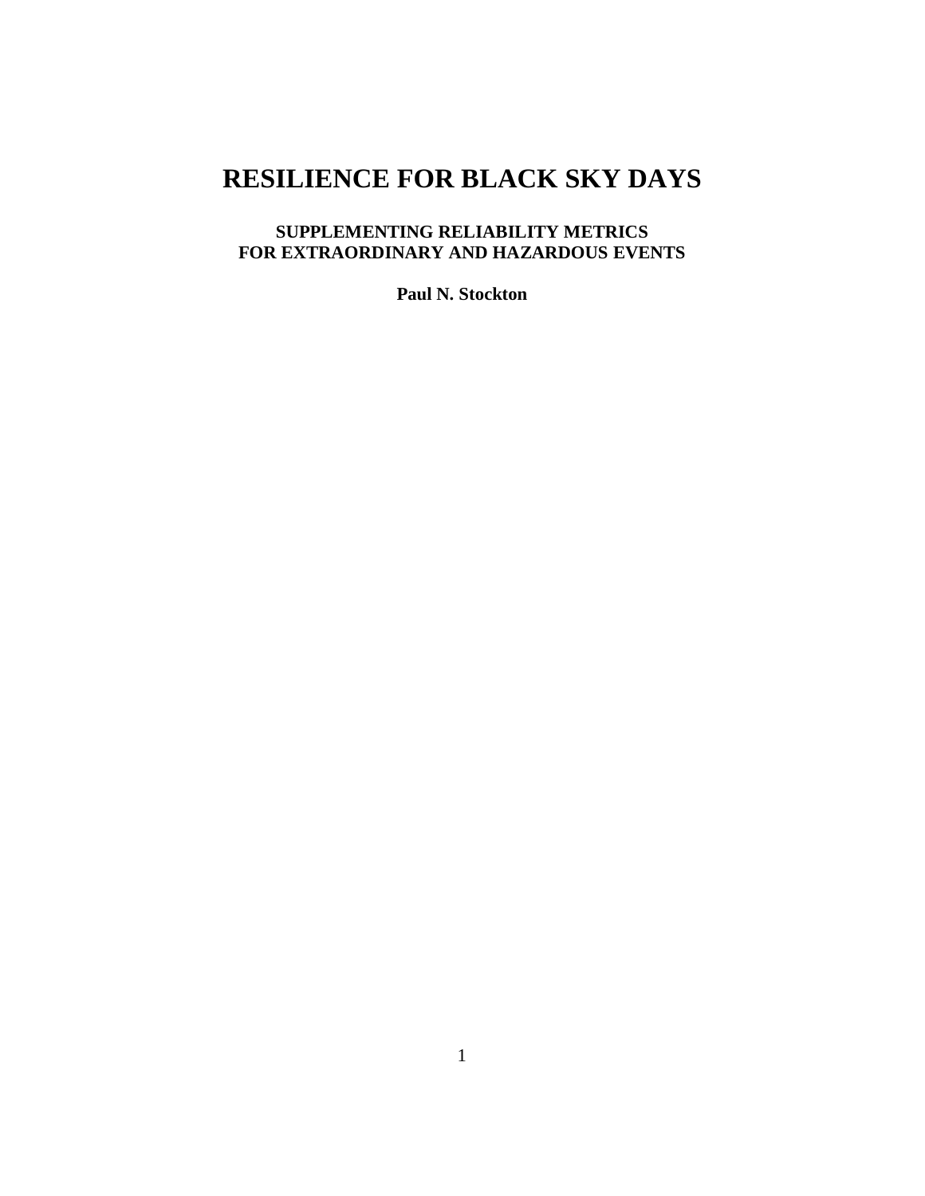# RESILIENCE FOR BLACK SKY DAYS

**SUPPLEMENTING RELIABILITY METRICS**
**FOR EXTRAORDINARY AND HAZARDOUS EVENTS**

**Paul N. Stockton**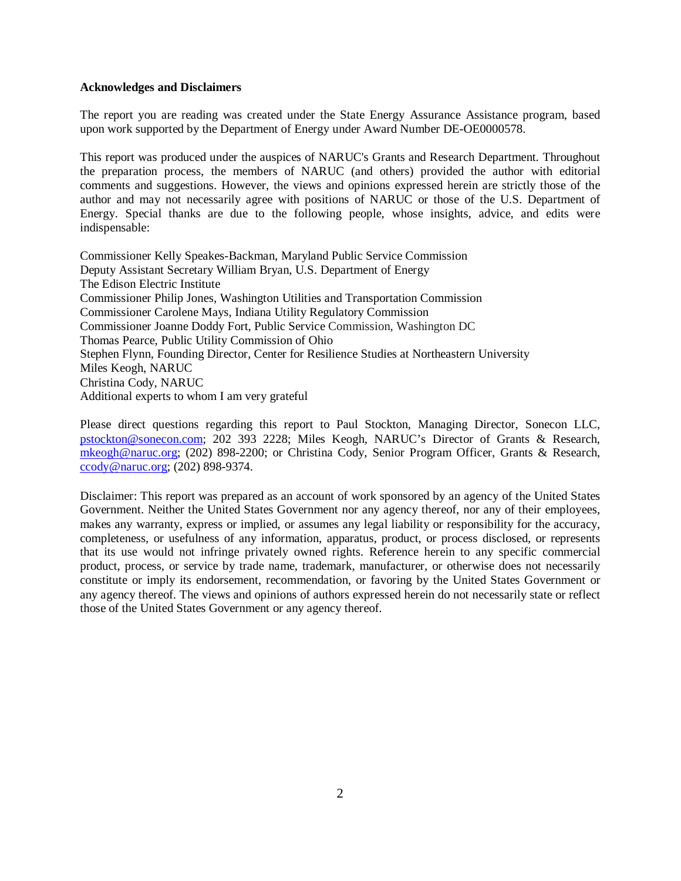**Acknowledges and Disclaimers**

The report you are reading was created under the State Energy Assurance Assistance program, based upon work supported by the Department of Energy under Award Number DE-OE0000578.

This report was produced under the auspices of NARUC's Grants and Research Department. Throughout the preparation process, the members of NARUC (and others) provided the author with editorial comments and suggestions. However, the views and opinions expressed herein are strictly those of the author and may not necessarily agree with positions of NARUC or those of the U.S. Department of Energy. Special thanks are due to the following people, whose insights, advice, and edits were indispensable:

Commissioner Kelly Speakes-Backman, Maryland Public Service Commission
Deputy Assistant Secretary William Bryan, U.S. Department of Energy
The Edison Electric Institute
Commissioner Philip Jones, Washington Utilities and Transportation Commission
Commissioner Carolene Mays, Indiana Utility Regulatory Commission
Commissioner Joanne Doddy Fort, Public Service Commission, Washington DC
Thomas Pearce, Public Utility Commission of Ohio
Stephen Flynn, Founding Director, Center for Resilience Studies at Northeastern University
Miles Keogh, NARUC
Christina Cody, NARUC
Additional experts to whom I am very grateful

Please direct questions regarding this report to Paul Stockton, Managing Director, Sonecon LLC, pstockton@sonecon.com; 202 393 2228; Miles Keogh, NARUC's Director of Grants & Research, mkeogh@naruc.org; (202) 898-2200; or Christina Cody, Senior Program Officer, Grants & Research, ccody@naruc.org; (202) 898-9374.

Disclaimer: This report was prepared as an account of work sponsored by an agency of the United States Government. Neither the United States Government nor any agency thereof, nor any of their employees, makes any warranty, express or implied, or assumes any legal liability or responsibility for the accuracy, completeness, or usefulness of any information, apparatus, product, or process disclosed, or represents that its use would not infringe privately owned rights. Reference herein to any specific commercial product, process, or service by trade name, trademark, manufacturer, or otherwise does not necessarily constitute or imply its endorsement, recommendation, or favoring by the United States Government or any agency thereof. The views and opinions of authors expressed herein do not necessarily state or reflect those of the United States Government or any agency thereof.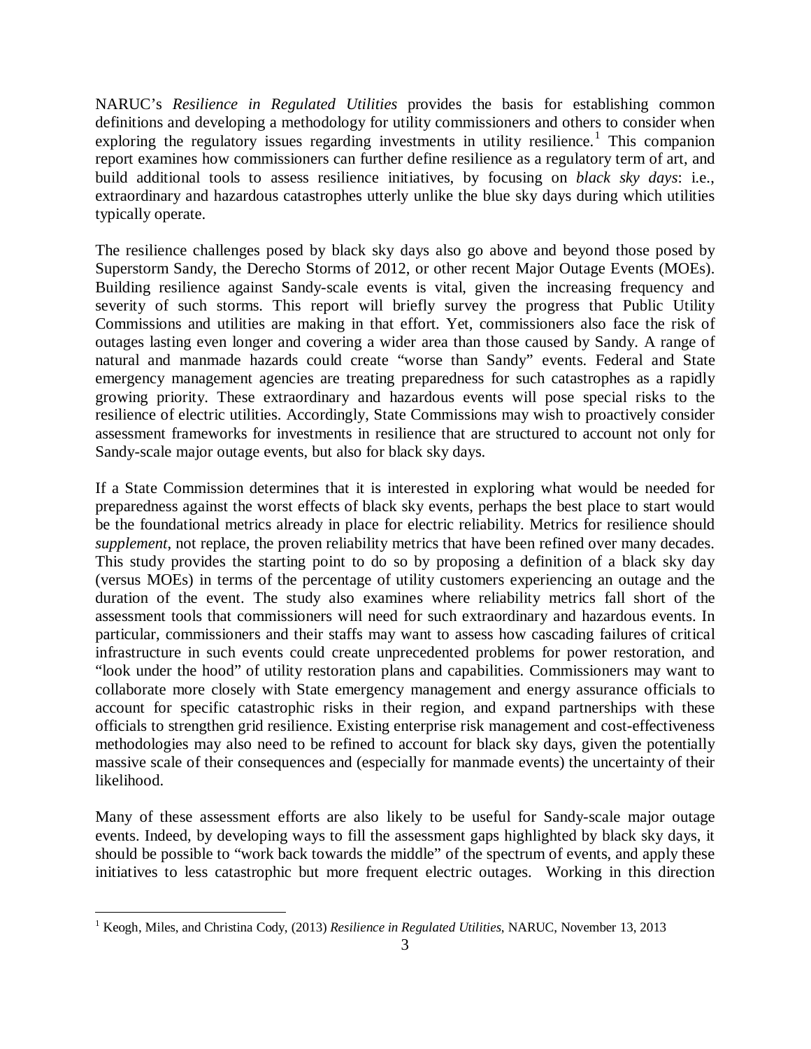NARUC's *Resilience in Regulated Utilities* provides the basis for establishing common definitions and developing a methodology for utility commissioners and others to consider when exploring the regulatory issues regarding investments in utility resilience.[1] This companion report examines how commissioners can further define resilience as a regulatory term of art, and build additional tools to assess resilience initiatives, by focusing on *black sky days*: i.e., extraordinary and hazardous catastrophes utterly unlike the blue sky days during which utilities typically operate.

The resilience challenges posed by black sky days also go above and beyond those posed by Superstorm Sandy, the Derecho Storms of 2012, or other recent Major Outage Events (MOEs). Building resilience against Sandy-scale events is vital, given the increasing frequency and severity of such storms. This report will briefly survey the progress that Public Utility Commissions and utilities are making in that effort. Yet, commissioners also face the risk of outages lasting even longer and covering a wider area than those caused by Sandy. A range of natural and manmade hazards could create "worse than Sandy" events. Federal and State emergency management agencies are treating preparedness for such catastrophes as a rapidly growing priority. These extraordinary and hazardous events will pose special risks to the resilience of electric utilities. Accordingly, State Commissions may wish to proactively consider assessment frameworks for investments in resilience that are structured to account not only for Sandy-scale major outage events, but also for black sky days.

If a State Commission determines that it is interested in exploring what would be needed for preparedness against the worst effects of black sky events, perhaps the best place to start would be the foundational metrics already in place for electric reliability. Metrics for resilience should *supplement*, not replace, the proven reliability metrics that have been refined over many decades. This study provides the starting point to do so by proposing a definition of a black sky day (versus MOEs) in terms of the percentage of utility customers experiencing an outage and the duration of the event. The study also examines where reliability metrics fall short of the assessment tools that commissioners will need for such extraordinary and hazardous events. In particular, commissioners and their staffs may want to assess how cascading failures of critical infrastructure in such events could create unprecedented problems for power restoration, and "look under the hood" of utility restoration plans and capabilities. Commissioners may want to collaborate more closely with State emergency management and energy assurance officials to account for specific catastrophic risks in their region, and expand partnerships with these officials to strengthen grid resilience. Existing enterprise risk management and cost-effectiveness methodologies may also need to be refined to account for black sky days, given the potentially massive scale of their consequences and (especially for manmade events) the uncertainty of their likelihood.

Many of these assessment efforts are also likely to be useful for Sandy-scale major outage events. Indeed, by developing ways to fill the assessment gaps highlighted by black sky days, it should be possible to "work back towards the middle" of the spectrum of events, and apply these initiatives to less catastrophic but more frequent electric outages. Working in this direction

[1] Keogh, Miles, and Christina Cody, (2013) *Resilience in Regulated Utilities*, NARUC, November 13, 2013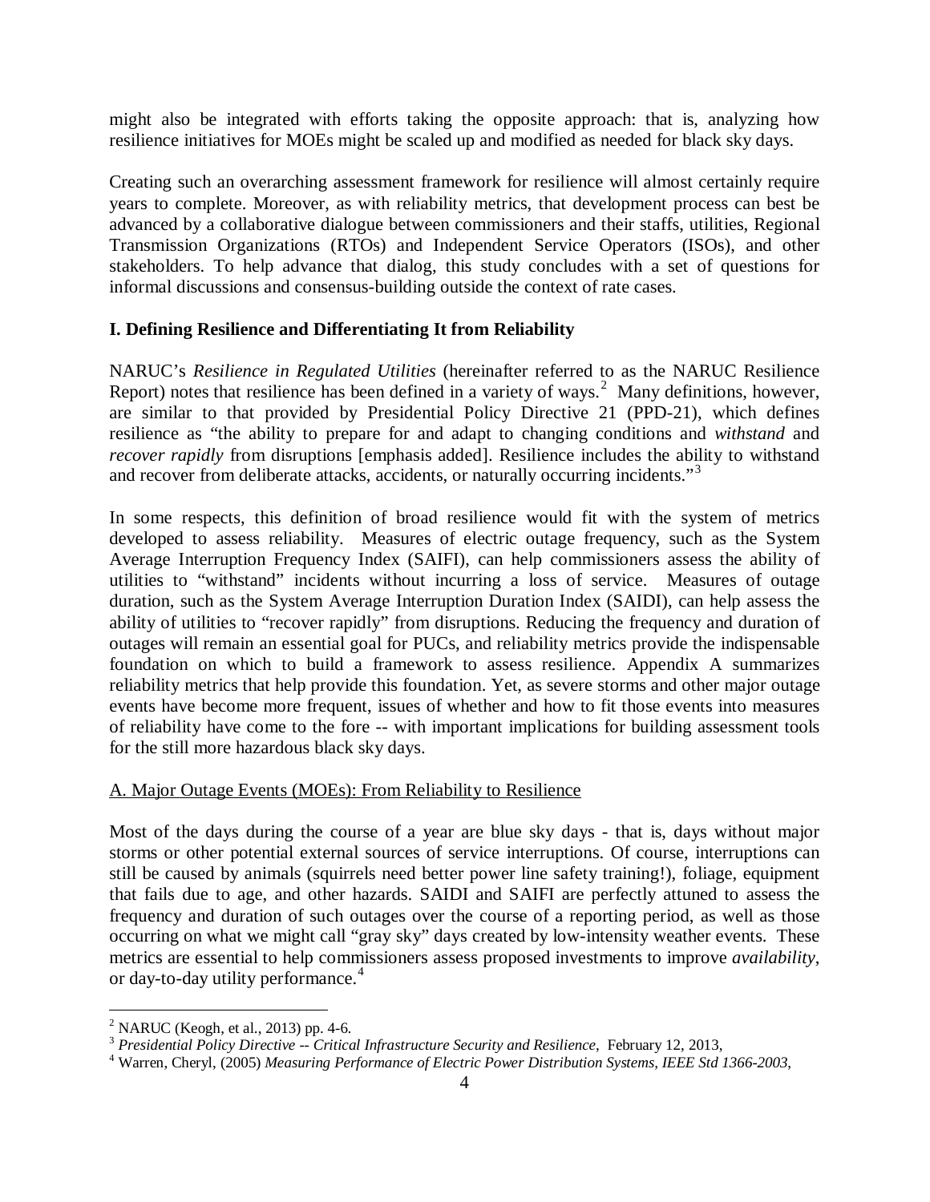might also be integrated with efforts taking the opposite approach: that is, analyzing how resilience initiatives for MOEs might be scaled up and modified as needed for black sky days.

Creating such an overarching assessment framework for resilience will almost certainly require years to complete. Moreover, as with reliability metrics, that development process can best be advanced by a collaborative dialogue between commissioners and their staffs, utilities, Regional Transmission Organizations (RTOs) and Independent Service Operators (ISOs), and other stakeholders. To help advance that dialog, this study concludes with a set of questions for informal discussions and consensus-building outside the context of rate cases.

## I. Defining Resilience and Differentiating It from Reliability

NARUC's *Resilience in Regulated Utilities* (hereinafter referred to as the NARUC Resilience Report) notes that resilience has been defined in a variety of ways.[2] Many definitions, however, are similar to that provided by Presidential Policy Directive 21 (PPD-21), which defines resilience as "the ability to prepare for and adapt to changing conditions and *withstand* and *recover rapidly* from disruptions [emphasis added]. Resilience includes the ability to withstand and recover from deliberate attacks, accidents, or naturally occurring incidents."[3]

In some respects, this definition of broad resilience would fit with the system of metrics developed to assess reliability. Measures of electric outage frequency, such as the System Average Interruption Frequency Index (SAIFI), can help commissioners assess the ability of utilities to "withstand" incidents without incurring a loss of service. Measures of outage duration, such as the System Average Interruption Duration Index (SAIDI), can help assess the ability of utilities to "recover rapidly" from disruptions. Reducing the frequency and duration of outages will remain an essential goal for PUCs, and reliability metrics provide the indispensable foundation on which to build a framework to assess resilience. Appendix A summarizes reliability metrics that help provide this foundation. Yet, as severe storms and other major outage events have become more frequent, issues of whether and how to fit those events into measures of reliability have come to the fore -- with important implications for building assessment tools for the still more hazardous black sky days.

### A. Major Outage Events (MOEs): From Reliability to Resilience

Most of the days during the course of a year are blue sky days - that is, days without major storms or other potential external sources of service interruptions. Of course, interruptions can still be caused by animals (squirrels need better power line safety training!), foliage, equipment that fails due to age, and other hazards. SAIDI and SAIFI are perfectly attuned to assess the frequency and duration of such outages over the course of a reporting period, as well as those occurring on what we might call "gray sky" days created by low-intensity weather events. These metrics are essential to help commissioners assess proposed investments to improve *availability*, or day-to-day utility performance.[4]

---

[2] NARUC (Keogh, et al., 2013) pp. 4-6.

[3] *Presidential Policy Directive -- Critical Infrastructure Security and Resilience*, February 12, 2013,

[4] Warren, Cheryl, (2005) *Measuring Performance of Electric Power Distribution Systems, IEEE Std 1366-2003*,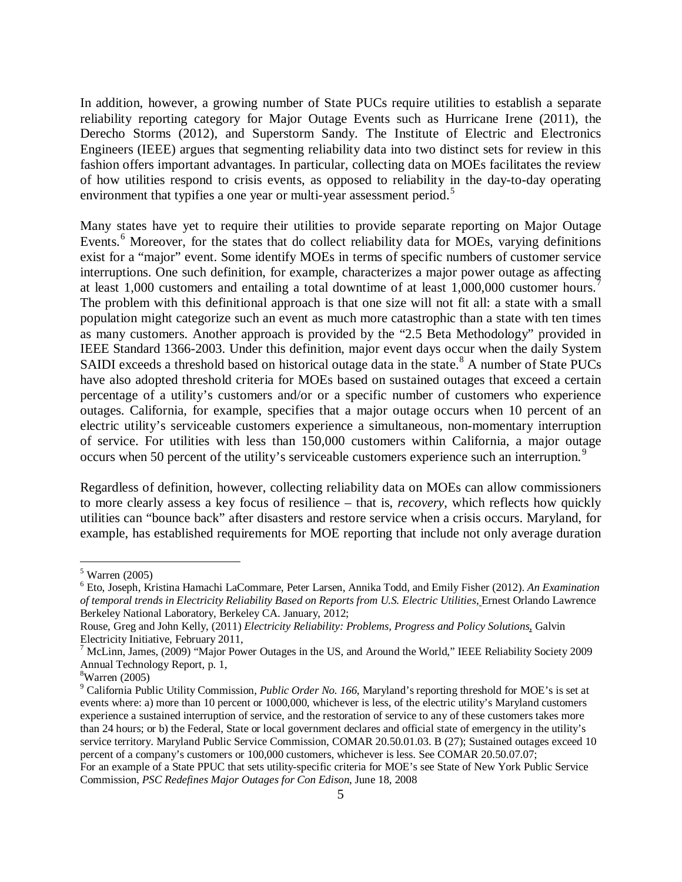In addition, however, a growing number of State PUCs require utilities to establish a separate reliability reporting category for Major Outage Events such as Hurricane Irene (2011), the Derecho Storms (2012), and Superstorm Sandy. The Institute of Electric and Electronics Engineers (IEEE) argues that segmenting reliability data into two distinct sets for review in this fashion offers important advantages. In particular, collecting data on MOEs facilitates the review of how utilities respond to crisis events, as opposed to reliability in the day-to-day operating environment that typifies a one year or multi-year assessment period.[5]

Many states have yet to require their utilities to provide separate reporting on Major Outage Events.[6] Moreover, for the states that do collect reliability data for MOEs, varying definitions exist for a "major" event. Some identify MOEs in terms of specific numbers of customer service interruptions. One such definition, for example, characterizes a major power outage as affecting at least 1,000 customers and entailing a total downtime of at least 1,000,000 customer hours.[7] The problem with this definitional approach is that one size will not fit all: a state with a small population might categorize such an event as much more catastrophic than a state with ten times as many customers. Another approach is provided by the "2.5 Beta Methodology" provided in IEEE Standard 1366-2003. Under this definition, major event days occur when the daily System SAIDI exceeds a threshold based on historical outage data in the state.[8] A number of State PUCs have also adopted threshold criteria for MOEs based on sustained outages that exceed a certain percentage of a utility's customers and/or or a specific number of customers who experience outages. California, for example, specifies that a major outage occurs when 10 percent of an electric utility's serviceable customers experience a simultaneous, non-momentary interruption of service. For utilities with less than 150,000 customers within California, a major outage occurs when 50 percent of the utility's serviceable customers experience such an interruption.[9]

Regardless of definition, however, collecting reliability data on MOEs can allow commissioners to more clearly assess a key focus of resilience – that is, *recovery*, which reflects how quickly utilities can "bounce back" after disasters and restore service when a crisis occurs. Maryland, for example, has established requirements for MOE reporting that include not only average duration

---

[5] Warren (2005)

[6] Eto, Joseph, Kristina Hamachi LaCommare, Peter Larsen, Annika Todd, and Emily Fisher (2012). *An Examination of temporal trends in Electricity Reliability Based on Reports from U.S. Electric Utilities*, Ernest Orlando Lawrence Berkeley National Laboratory, Berkeley CA. January, 2012;
Rouse, Greg and John Kelly, (2011) *Electricity Reliability: Problems, Progress and Policy Solutions*, Galvin Electricity Initiative, February 2011,

[7] McLinn, James, (2009) "Major Power Outages in the US, and Around the World," IEEE Reliability Society 2009 Annual Technology Report, p. 1,

[8] Warren (2005)

[9] California Public Utility Commission, *Public Order No. 166*, Maryland's reporting threshold for MOE's is set at events where: a) more than 10 percent or 1000,000, whichever is less, of the electric utility's Maryland customers experience a sustained interruption of service, and the restoration of service to any of these customers takes more than 24 hours; or b) the Federal, State or local government declares and official state of emergency in the utility's service territory. Maryland Public Service Commission, COMAR 20.50.01.03. B (27); Sustained outages exceed 10 percent of a company's customers or 100,000 customers, whichever is less. See COMAR 20.50.07.07;
For an example of a State PPUC that sets utility-specific criteria for MOE's see State of New York Public Service Commission, *PSC Redefines Major Outages for Con Edison*, June 18, 2008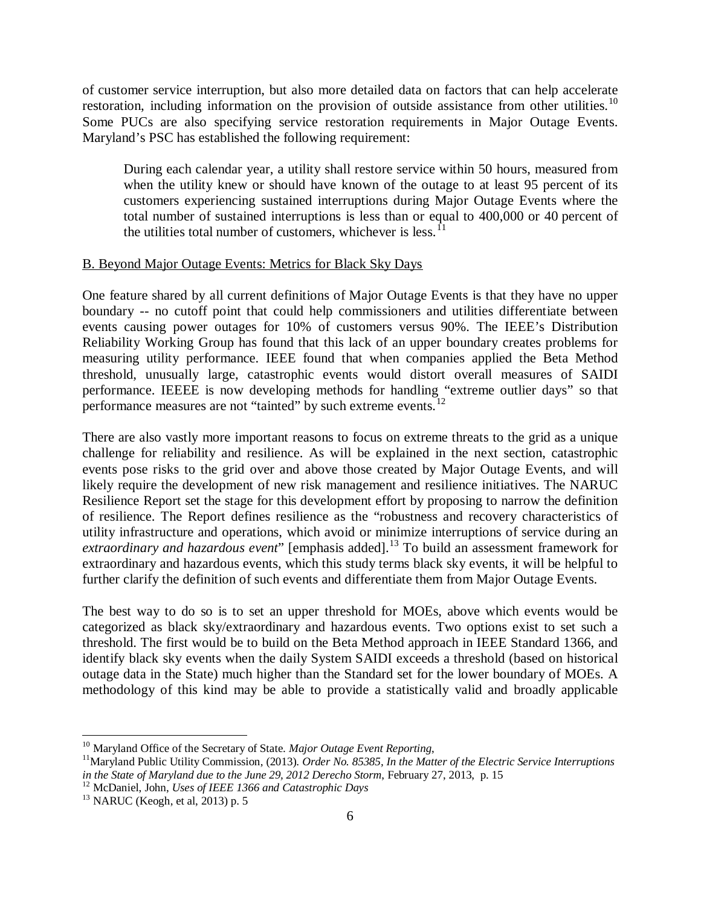of customer service interruption, but also more detailed data on factors that can help accelerate restoration, including information on the provision of outside assistance from other utilities.[10] Some PUCs are also specifying service restoration requirements in Major Outage Events. Maryland's PSC has established the following requirement:

> During each calendar year, a utility shall restore service within 50 hours, measured from when the utility knew or should have known of the outage to at least 95 percent of its customers experiencing sustained interruptions during Major Outage Events where the total number of sustained interruptions is less than or equal to 400,000 or 40 percent of the utilities total number of customers, whichever is less.[11]

B. Beyond Major Outage Events: Metrics for Black Sky Days

One feature shared by all current definitions of Major Outage Events is that they have no upper boundary -- no cutoff point that could help commissioners and utilities differentiate between events causing power outages for 10% of customers versus 90%. The IEEE's Distribution Reliability Working Group has found that this lack of an upper boundary creates problems for measuring utility performance. IEEE found that when companies applied the Beta Method threshold, unusually large, catastrophic events would distort overall measures of SAIDI performance. IEEEE is now developing methods for handling "extreme outlier days" so that performance measures are not "tainted" by such extreme events.[12]

There are also vastly more important reasons to focus on extreme threats to the grid as a unique challenge for reliability and resilience. As will be explained in the next section, catastrophic events pose risks to the grid over and above those created by Major Outage Events, and will likely require the development of new risk management and resilience initiatives. The NARUC Resilience Report set the stage for this development effort by proposing to narrow the definition of resilience. The Report defines resilience as the "robustness and recovery characteristics of utility infrastructure and operations, which avoid or minimize interruptions of service during an *extraordinary and hazardous event*" [emphasis added].[13] To build an assessment framework for extraordinary and hazardous events, which this study terms black sky events, it will be helpful to further clarify the definition of such events and differentiate them from Major Outage Events.

The best way to do so is to set an upper threshold for MOEs, above which events would be categorized as black sky/extraordinary and hazardous events. Two options exist to set such a threshold. The first would be to build on the Beta Method approach in IEEE Standard 1366, and identify black sky events when the daily System SAIDI exceeds a threshold (based on historical outage data in the State) much higher than the Standard set for the lower boundary of MOEs. A methodology of this kind may be able to provide a statistically valid and broadly applicable

---

[10] Maryland Office of the Secretary of State. *Major Outage Event Reporting*,

[11] Maryland Public Utility Commission, (2013). *Order No. 85385, In the Matter of the Electric Service Interruptions in the State of Maryland due to the June 29, 2012 Derecho Storm*, February 27, 2013, p. 15

[12] McDaniel, John, *Uses of IEEE 1366 and Catastrophic Days*

[13] NARUC (Keogh, et al, 2013) p. 5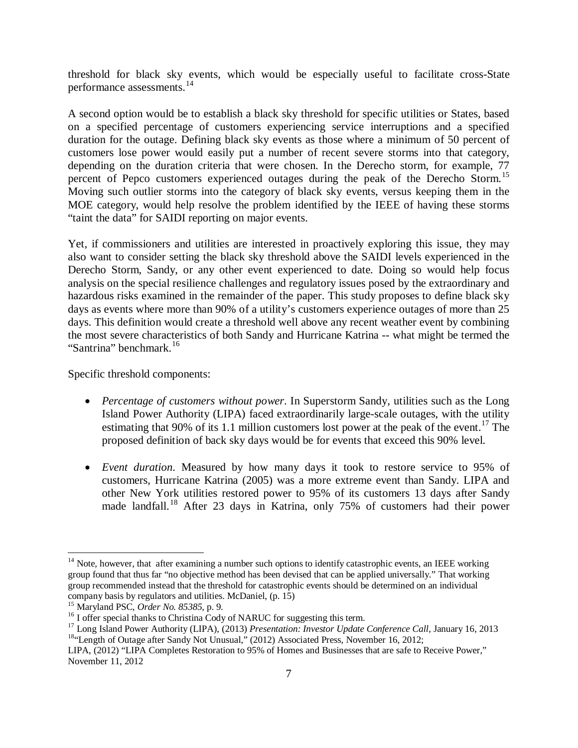threshold for black sky events, which would be especially useful to facilitate cross-State performance assessments.[14]

A second option would be to establish a black sky threshold for specific utilities or States, based on a specified percentage of customers experiencing service interruptions and a specified duration for the outage. Defining black sky events as those where a minimum of 50 percent of customers lose power would easily put a number of recent severe storms into that category, depending on the duration criteria that were chosen. In the Derecho storm, for example, 77 percent of Pepco customers experienced outages during the peak of the Derecho Storm.[15] Moving such outlier storms into the category of black sky events, versus keeping them in the MOE category, would help resolve the problem identified by the IEEE of having these storms "taint the data" for SAIDI reporting on major events.

Yet, if commissioners and utilities are interested in proactively exploring this issue, they may also want to consider setting the black sky threshold above the SAIDI levels experienced in the Derecho Storm, Sandy, or any other event experienced to date. Doing so would help focus analysis on the special resilience challenges and regulatory issues posed by the extraordinary and hazardous risks examined in the remainder of the paper. This study proposes to define black sky days as events where more than 90% of a utility's customers experience outages of more than 25 days. This definition would create a threshold well above any recent weather event by combining the most severe characteristics of both Sandy and Hurricane Katrina -- what might be termed the "Santrina" benchmark.[16]

Specific threshold components:

- *Percentage of customers without power*. In Superstorm Sandy, utilities such as the Long Island Power Authority (LIPA) faced extraordinarily large-scale outages, with the utility estimating that 90% of its 1.1 million customers lost power at the peak of the event.[17] The proposed definition of back sky days would be for events that exceed this 90% level.

- *Event duration*. Measured by how many days it took to restore service to 95% of customers, Hurricane Katrina (2005) was a more extreme event than Sandy. LIPA and other New York utilities restored power to 95% of its customers 13 days after Sandy made landfall.[18] After 23 days in Katrina, only 75% of customers had their power

---

[14] Note, however, that after examining a number such options to identify catastrophic events, an IEEE working group found that thus far "no objective method has been devised that can be applied universally." That working group recommended instead that the threshold for catastrophic events should be determined on an individual company basis by regulators and utilities. McDaniel, (p. 15)

[15] Maryland PSC, *Order No. 85385*, p. 9.

[16] I offer special thanks to Christina Cody of NARUC for suggesting this term.

[17] Long Island Power Authority (LIPA), (2013) *Presentation: Investor Update Conference Call*, January 16, 2013

[18] "Length of Outage after Sandy Not Unusual," (2012) Associated Press, November 16, 2012; LIPA, (2012) "LIPA Completes Restoration to 95% of Homes and Businesses that are safe to Receive Power," November 11, 2012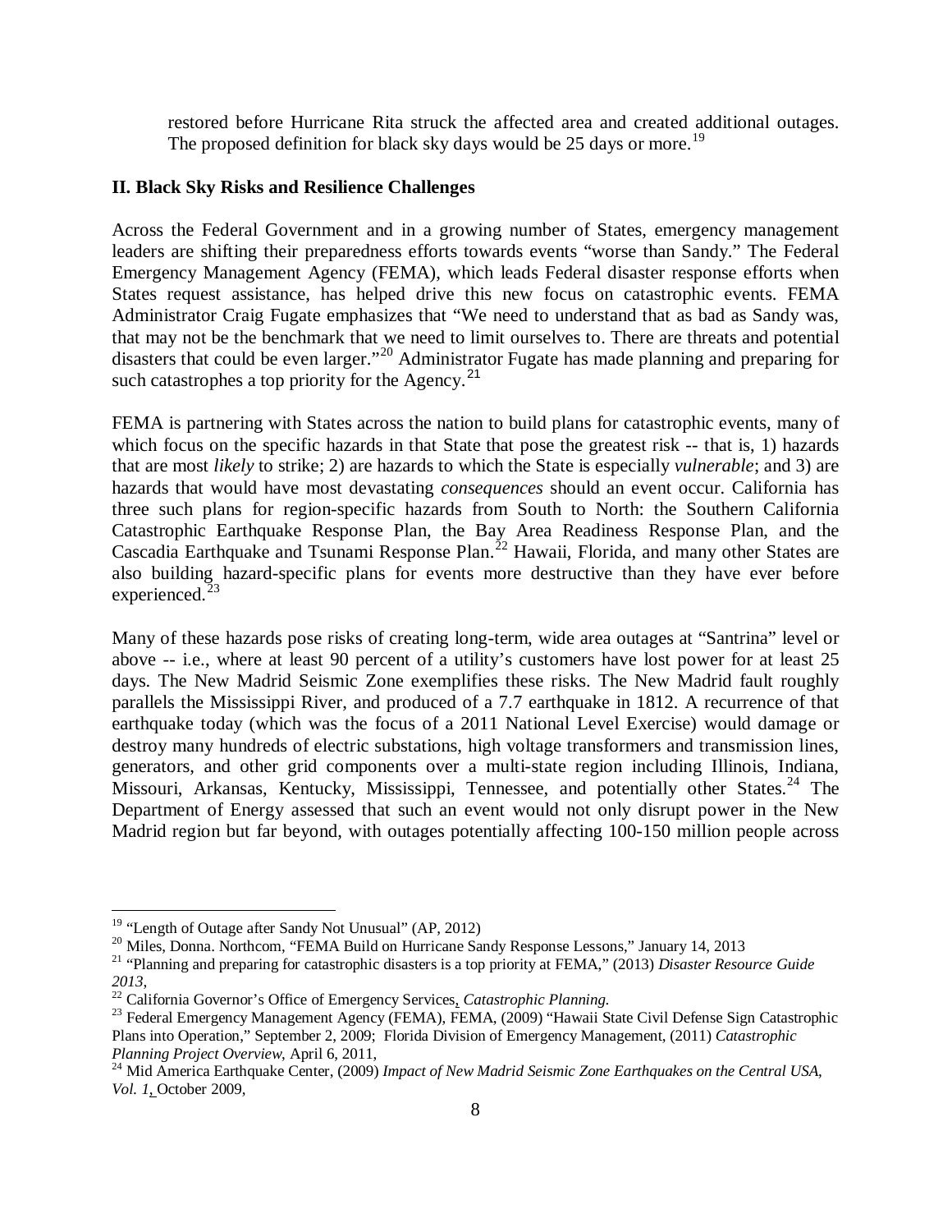restored before Hurricane Rita struck the affected area and created additional outages. The proposed definition for black sky days would be 25 days or more.[19]

**II. Black Sky Risks and Resilience Challenges**

Across the Federal Government and in a growing number of States, emergency management leaders are shifting their preparedness efforts towards events "worse than Sandy." The Federal Emergency Management Agency (FEMA), which leads Federal disaster response efforts when States request assistance, has helped drive this new focus on catastrophic events. FEMA Administrator Craig Fugate emphasizes that "We need to understand that as bad as Sandy was, that may not be the benchmark that we need to limit ourselves to. There are threats and potential disasters that could be even larger."[20] Administrator Fugate has made planning and preparing for such catastrophes a top priority for the Agency.[21]

FEMA is partnering with States across the nation to build plans for catastrophic events, many of which focus on the specific hazards in that State that pose the greatest risk -- that is, 1) hazards that are most *likely* to strike; 2) are hazards to which the State is especially *vulnerable*; and 3) are hazards that would have most devastating *consequences* should an event occur. California has three such plans for region-specific hazards from South to North: the Southern California Catastrophic Earthquake Response Plan, the Bay Area Readiness Response Plan, and the Cascadia Earthquake and Tsunami Response Plan.[22] Hawaii, Florida, and many other States are also building hazard-specific plans for events more destructive than they have ever before experienced.[23]

Many of these hazards pose risks of creating long-term, wide area outages at "Santrina" level or above -- i.e., where at least 90 percent of a utility's customers have lost power for at least 25 days. The New Madrid Seismic Zone exemplifies these risks. The New Madrid fault roughly parallels the Mississippi River, and produced of a 7.7 earthquake in 1812. A recurrence of that earthquake today (which was the focus of a 2011 National Level Exercise) would damage or destroy many hundreds of electric substations, high voltage transformers and transmission lines, generators, and other grid components over a multi-state region including Illinois, Indiana, Missouri, Arkansas, Kentucky, Mississippi, Tennessee, and potentially other States.[24] The Department of Energy assessed that such an event would not only disrupt power in the New Madrid region but far beyond, with outages potentially affecting 100-150 million people across

---

[19] "Length of Outage after Sandy Not Unusual" (AP, 2012)

[20] Miles, Donna. Northcom, "FEMA Build on Hurricane Sandy Response Lessons," January 14, 2013

[21] "Planning and preparing for catastrophic disasters is a top priority at FEMA," (2013) *Disaster Resource Guide 2013*,

[22] California Governor's Office of Emergency Services, *Catastrophic Planning.*

[23] Federal Emergency Management Agency (FEMA), FEMA, (2009) "Hawaii State Civil Defense Sign Catastrophic Plans into Operation," September 2, 2009; Florida Division of Emergency Management, (2011) *Catastrophic Planning Project Overview*, April 6, 2011,

[24] Mid America Earthquake Center, (2009) *Impact of New Madrid Seismic Zone Earthquakes on the Central USA, Vol. 1*, October 2009,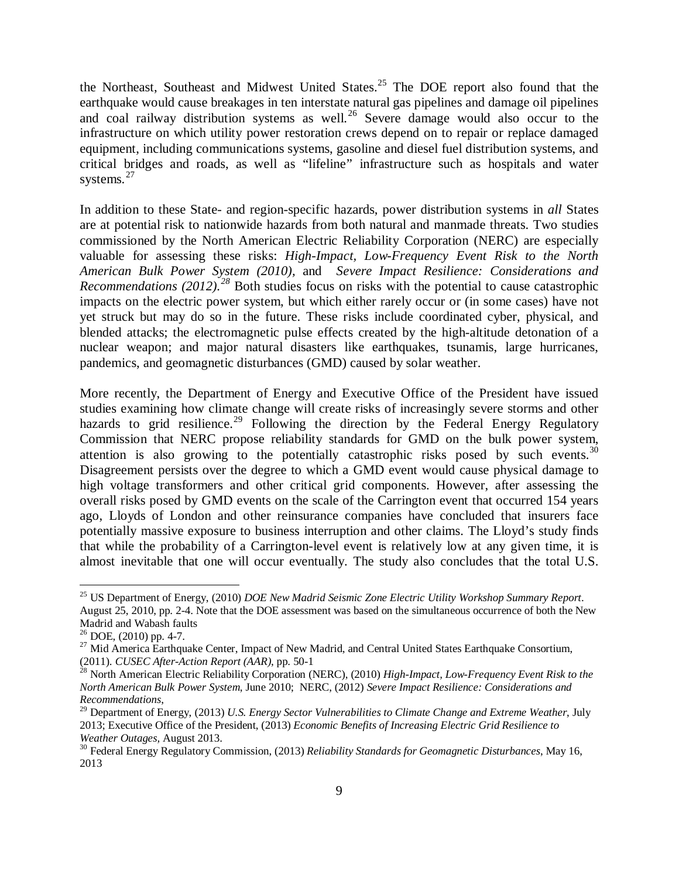the Northeast, Southeast and Midwest United States.[25] The DOE report also found that the earthquake would cause breakages in ten interstate natural gas pipelines and damage oil pipelines and coal railway distribution systems as well.[26] Severe damage would also occur to the infrastructure on which utility power restoration crews depend on to repair or replace damaged equipment, including communications systems, gasoline and diesel fuel distribution systems, and critical bridges and roads, as well as "lifeline" infrastructure such as hospitals and water systems.[27]

In addition to these State- and region-specific hazards, power distribution systems in *all* States are at potential risk to nationwide hazards from both natural and manmade threats. Two studies commissioned by the North American Electric Reliability Corporation (NERC) are especially valuable for assessing these risks: *High-Impact, Low-Frequency Event Risk to the North American Bulk Power System (2010)*, and *Severe Impact Resilience: Considerations and Recommendations (2012).*[28] Both studies focus on risks with the potential to cause catastrophic impacts on the electric power system, but which either rarely occur or (in some cases) have not yet struck but may do so in the future. These risks include coordinated cyber, physical, and blended attacks; the electromagnetic pulse effects created by the high-altitude detonation of a nuclear weapon; and major natural disasters like earthquakes, tsunamis, large hurricanes, pandemics, and geomagnetic disturbances (GMD) caused by solar weather.

More recently, the Department of Energy and Executive Office of the President have issued studies examining how climate change will create risks of increasingly severe storms and other hazards to grid resilience.[29] Following the direction by the Federal Energy Regulatory Commission that NERC propose reliability standards for GMD on the bulk power system, attention is also growing to the potentially catastrophic risks posed by such events.[30] Disagreement persists over the degree to which a GMD event would cause physical damage to high voltage transformers and other critical grid components. However, after assessing the overall risks posed by GMD events on the scale of the Carrington event that occurred 154 years ago, Lloyds of London and other reinsurance companies have concluded that insurers face potentially massive exposure to business interruption and other claims. The Lloyd's study finds that while the probability of a Carrington-level event is relatively low at any given time, it is almost inevitable that one will occur eventually. The study also concludes that the total U.S.

---

[25] US Department of Energy, (2010) *DOE New Madrid Seismic Zone Electric Utility Workshop Summary Report*. August 25, 2010, pp. 2-4. Note that the DOE assessment was based on the simultaneous occurrence of both the New Madrid and Wabash faults

[26] DOE, (2010) pp. 4-7.

[27] Mid America Earthquake Center, Impact of New Madrid, and Central United States Earthquake Consortium, (2011). *CUSEC After-Action Report (AAR)*, pp. 50-1

[28] North American Electric Reliability Corporation (NERC), (2010) *High-Impact, Low-Frequency Event Risk to the North American Bulk Power System*, June 2010; NERC, (2012) *Severe Impact Resilience: Considerations and Recommendations*,

[29] Department of Energy, (2013) *U.S. Energy Sector Vulnerabilities to Climate Change and Extreme Weather*, July 2013; Executive Office of the President, (2013) *Economic Benefits of Increasing Electric Grid Resilience to Weather Outages*, August 2013.

[30] Federal Energy Regulatory Commission, (2013) *Reliability Standards for Geomagnetic Disturbances*, May 16, 2013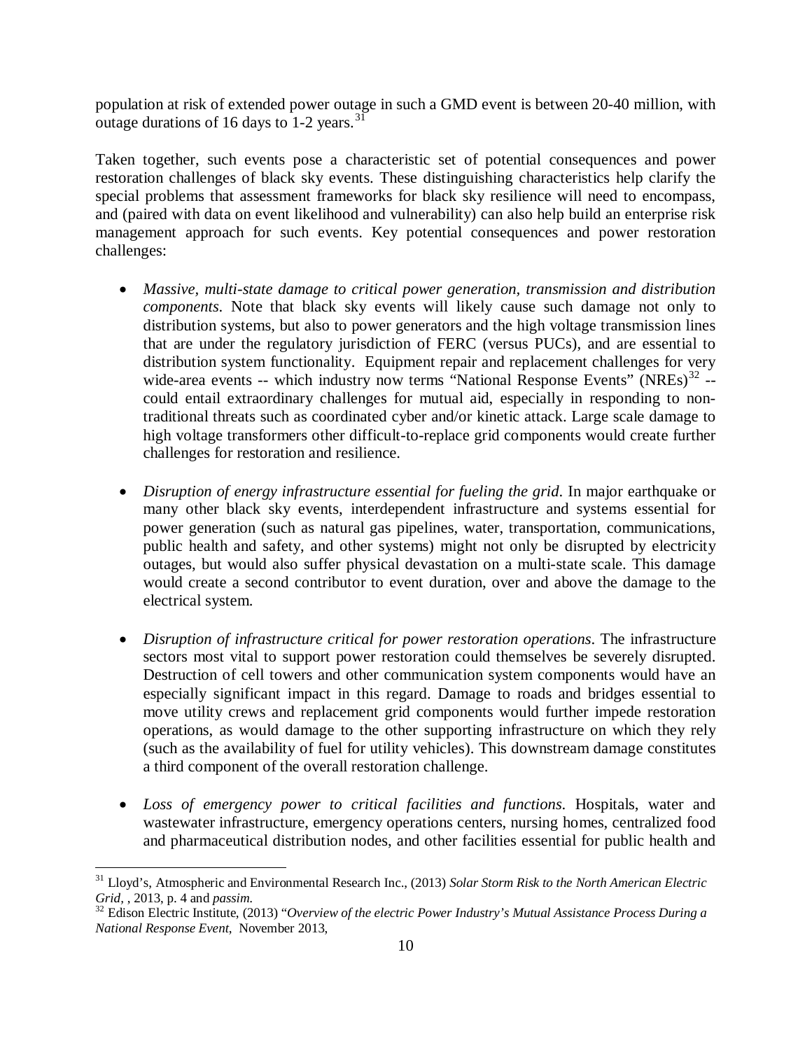population at risk of extended power outage in such a GMD event is between 20-40 million, with outage durations of 16 days to 1-2 years.[31]

Taken together, such events pose a characteristic set of potential consequences and power restoration challenges of black sky events. These distinguishing characteristics help clarify the special problems that assessment frameworks for black sky resilience will need to encompass, and (paired with data on event likelihood and vulnerability) can also help build an enterprise risk management approach for such events. Key potential consequences and power restoration challenges:

- *Massive, multi-state damage to critical power generation, transmission and distribution components*. Note that black sky events will likely cause such damage not only to distribution systems, but also to power generators and the high voltage transmission lines that are under the regulatory jurisdiction of FERC (versus PUCs), and are essential to distribution system functionality. Equipment repair and replacement challenges for very wide-area events -- which industry now terms "National Response Events" (NREs)[32] -- could entail extraordinary challenges for mutual aid, especially in responding to non-traditional threats such as coordinated cyber and/or kinetic attack. Large scale damage to high voltage transformers other difficult-to-replace grid components would create further challenges for restoration and resilience.

- *Disruption of energy infrastructure essential for fueling the grid*. In major earthquake or many other black sky events, interdependent infrastructure and systems essential for power generation (such as natural gas pipelines, water, transportation, communications, public health and safety, and other systems) might not only be disrupted by electricity outages, but would also suffer physical devastation on a multi-state scale. This damage would create a second contributor to event duration, over and above the damage to the electrical system.

- *Disruption of infrastructure critical for power restoration operations*. The infrastructure sectors most vital to support power restoration could themselves be severely disrupted. Destruction of cell towers and other communication system components would have an especially significant impact in this regard. Damage to roads and bridges essential to move utility crews and replacement grid components would further impede restoration operations, as would damage to the other supporting infrastructure on which they rely (such as the availability of fuel for utility vehicles). This downstream damage constitutes a third component of the overall restoration challenge.

- *Loss of emergency power to critical facilities and functions*. Hospitals, water and wastewater infrastructure, emergency operations centers, nursing homes, centralized food and pharmaceutical distribution nodes, and other facilities essential for public health and

---

[31] Lloyd's, Atmospheric and Environmental Research Inc., (2013) *Solar Storm Risk to the North American Electric Grid*, , 2013, p. 4 and *passim*.

[32] Edison Electric Institute, (2013) "*Overview of the electric Power Industry's Mutual Assistance Process During a National Response Event*, November 2013,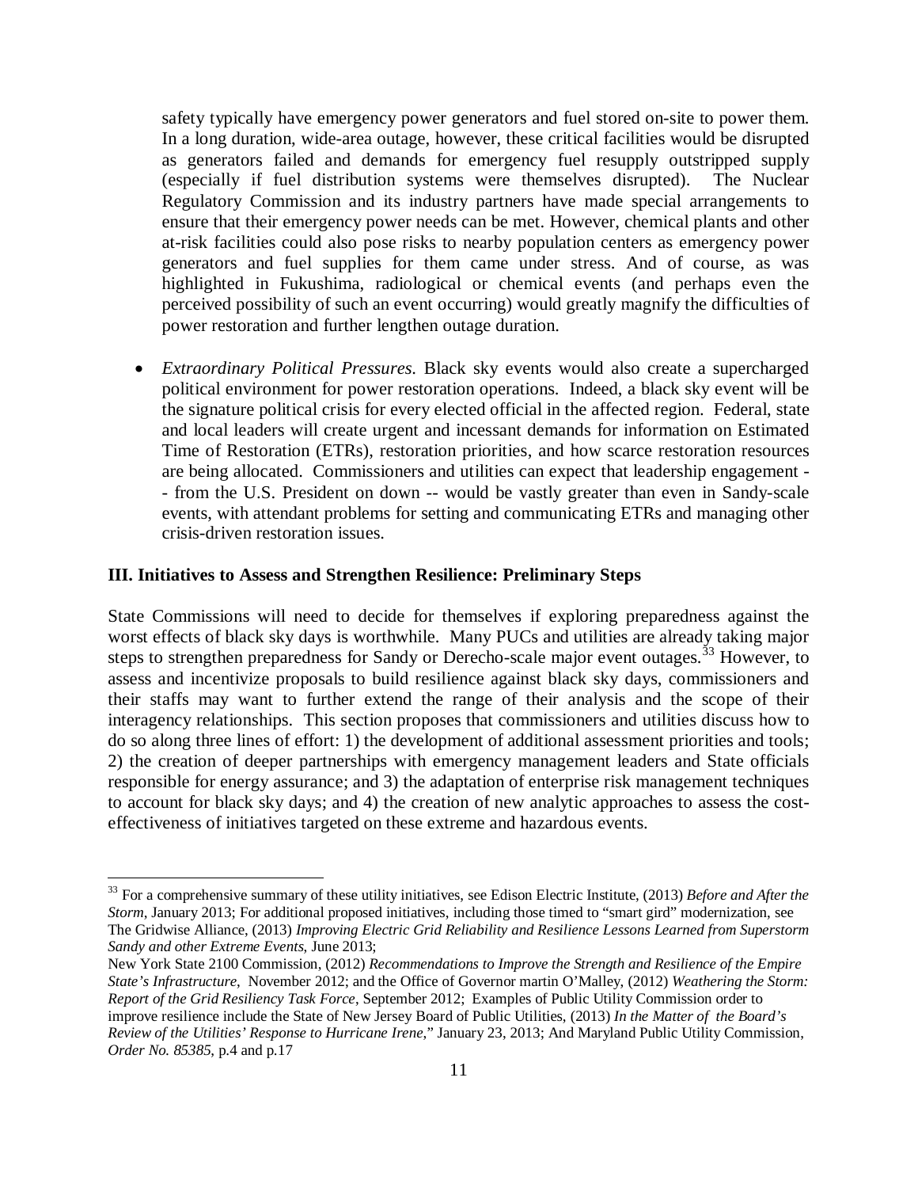safety typically have emergency power generators and fuel stored on-site to power them. In a long duration, wide-area outage, however, these critical facilities would be disrupted as generators failed and demands for emergency fuel resupply outstripped supply (especially if fuel distribution systems were themselves disrupted). The Nuclear Regulatory Commission and its industry partners have made special arrangements to ensure that their emergency power needs can be met. However, chemical plants and other at-risk facilities could also pose risks to nearby population centers as emergency power generators and fuel supplies for them came under stress. And of course, as was highlighted in Fukushima, radiological or chemical events (and perhaps even the perceived possibility of such an event occurring) would greatly magnify the difficulties of power restoration and further lengthen outage duration.

- *Extraordinary Political Pressures.* Black sky events would also create a supercharged political environment for power restoration operations. Indeed, a black sky event will be the signature political crisis for every elected official in the affected region. Federal, state and local leaders will create urgent and incessant demands for information on Estimated Time of Restoration (ETRs), restoration priorities, and how scarce restoration resources are being allocated. Commissioners and utilities can expect that leadership engagement -- from the U.S. President on down -- would be vastly greater than even in Sandy-scale events, with attendant problems for setting and communicating ETRs and managing other crisis-driven restoration issues.

## III. Initiatives to Assess and Strengthen Resilience: Preliminary Steps

State Commissions will need to decide for themselves if exploring preparedness against the worst effects of black sky days is worthwhile. Many PUCs and utilities are already taking major steps to strengthen preparedness for Sandy or Derecho-scale major event outages.[33] However, to assess and incentivize proposals to build resilience against black sky days, commissioners and their staffs may want to further extend the range of their analysis and the scope of their interagency relationships. This section proposes that commissioners and utilities discuss how to do so along three lines of effort: 1) the development of additional assessment priorities and tools; 2) the creation of deeper partnerships with emergency management leaders and State officials responsible for energy assurance; and 3) the adaptation of enterprise risk management techniques to account for black sky days; and 4) the creation of new analytic approaches to assess the cost-effectiveness of initiatives targeted on these extreme and hazardous events.

---

[33] For a comprehensive summary of these utility initiatives, see Edison Electric Institute, (2013) *Before and After the Storm*, January 2013; For additional proposed initiatives, including those timed to "smart gird" modernization, see The Gridwise Alliance, (2013) *Improving Electric Grid Reliability and Resilience Lessons Learned from Superstorm Sandy and other Extreme Events*, June 2013;
New York State 2100 Commission, (2012) *Recommendations to Improve the Strength and Resilience of the Empire State's Infrastructure*, November 2012; and the Office of Governor martin O'Malley, (2012) *Weathering the Storm: Report of the Grid Resiliency Task Force*, September 2012; Examples of Public Utility Commission order to improve resilience include the State of New Jersey Board of Public Utilities, (2013) *In the Matter of the Board's Review of the Utilities' Response to Hurricane Irene*," January 23, 2013; And Maryland Public Utility Commission, *Order No. 85385*, p.4 and p.17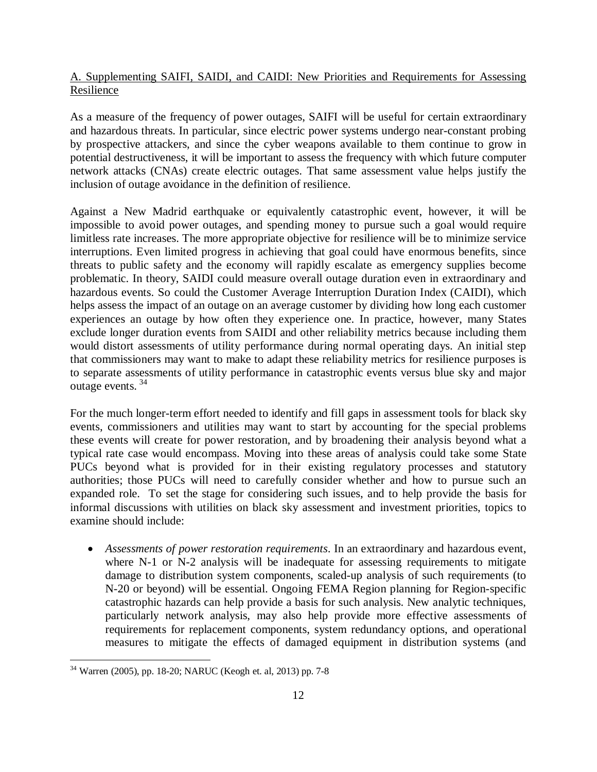A. Supplementing SAIFI, SAIDI, and CAIDI: New Priorities and Requirements for Assessing Resilience

As a measure of the frequency of power outages, SAIFI will be useful for certain extraordinary and hazardous threats. In particular, since electric power systems undergo near-constant probing by prospective attackers, and since the cyber weapons available to them continue to grow in potential destructiveness, it will be important to assess the frequency with which future computer network attacks (CNAs) create electric outages. That same assessment value helps justify the inclusion of outage avoidance in the definition of resilience.

Against a New Madrid earthquake or equivalently catastrophic event, however, it will be impossible to avoid power outages, and spending money to pursue such a goal would require limitless rate increases. The more appropriate objective for resilience will be to minimize service interruptions. Even limited progress in achieving that goal could have enormous benefits, since threats to public safety and the economy will rapidly escalate as emergency supplies become problematic. In theory, SAIDI could measure overall outage duration even in extraordinary and hazardous events. So could the Customer Average Interruption Duration Index (CAIDI), which helps assess the impact of an outage on an average customer by dividing how long each customer experiences an outage by how often they experience one. In practice, however, many States exclude longer duration events from SAIDI and other reliability metrics because including them would distort assessments of utility performance during normal operating days. An initial step that commissioners may want to make to adapt these reliability metrics for resilience purposes is to separate assessments of utility performance in catastrophic events versus blue sky and major outage events. [34]

For the much longer-term effort needed to identify and fill gaps in assessment tools for black sky events, commissioners and utilities may want to start by accounting for the special problems these events will create for power restoration, and by broadening their analysis beyond what a typical rate case would encompass. Moving into these areas of analysis could take some State PUCs beyond what is provided for in their existing regulatory processes and statutory authorities; those PUCs will need to carefully consider whether and how to pursue such an expanded role. To set the stage for considering such issues, and to help provide the basis for informal discussions with utilities on black sky assessment and investment priorities, topics to examine should include:

- *Assessments of power restoration requirements*. In an extraordinary and hazardous event, where N-1 or N-2 analysis will be inadequate for assessing requirements to mitigate damage to distribution system components, scaled-up analysis of such requirements (to N-20 or beyond) will be essential. Ongoing FEMA Region planning for Region-specific catastrophic hazards can help provide a basis for such analysis. New analytic techniques, particularly network analysis, may also help provide more effective assessments of requirements for replacement components, system redundancy options, and operational measures to mitigate the effects of damaged equipment in distribution systems (and

[34] Warren (2005), pp. 18-20; NARUC (Keogh et. al, 2013) pp. 7-8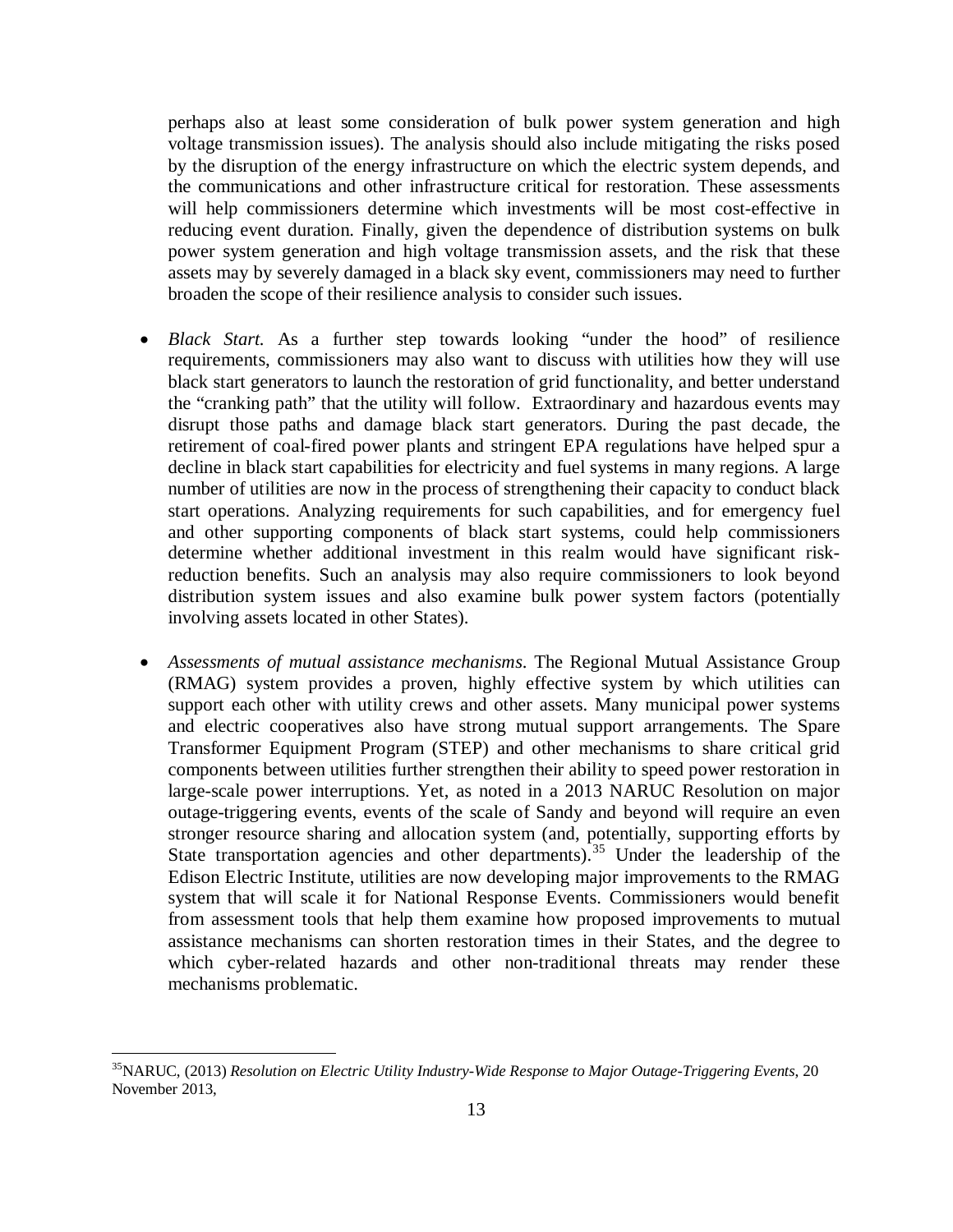perhaps also at least some consideration of bulk power system generation and high voltage transmission issues). The analysis should also include mitigating the risks posed by the disruption of the energy infrastructure on which the electric system depends, and the communications and other infrastructure critical for restoration. These assessments will help commissioners determine which investments will be most cost-effective in reducing event duration. Finally, given the dependence of distribution systems on bulk power system generation and high voltage transmission assets, and the risk that these assets may by severely damaged in a black sky event, commissioners may need to further broaden the scope of their resilience analysis to consider such issues.

- *Black Start*. As a further step towards looking "under the hood" of resilience requirements, commissioners may also want to discuss with utilities how they will use black start generators to launch the restoration of grid functionality, and better understand the "cranking path" that the utility will follow. Extraordinary and hazardous events may disrupt those paths and damage black start generators. During the past decade, the retirement of coal-fired power plants and stringent EPA regulations have helped spur a decline in black start capabilities for electricity and fuel systems in many regions. A large number of utilities are now in the process of strengthening their capacity to conduct black start operations. Analyzing requirements for such capabilities, and for emergency fuel and other supporting components of black start systems, could help commissioners determine whether additional investment in this realm would have significant risk-reduction benefits. Such an analysis may also require commissioners to look beyond distribution system issues and also examine bulk power system factors (potentially involving assets located in other States).

- *Assessments of mutual assistance mechanisms*. The Regional Mutual Assistance Group (RMAG) system provides a proven, highly effective system by which utilities can support each other with utility crews and other assets. Many municipal power systems and electric cooperatives also have strong mutual support arrangements. The Spare Transformer Equipment Program (STEP) and other mechanisms to share critical grid components between utilities further strengthen their ability to speed power restoration in large-scale power interruptions. Yet, as noted in a 2013 NARUC Resolution on major outage-triggering events, events of the scale of Sandy and beyond will require an even stronger resource sharing and allocation system (and, potentially, supporting efforts by State transportation agencies and other departments).[35] Under the leadership of the Edison Electric Institute, utilities are now developing major improvements to the RMAG system that will scale it for National Response Events. Commissioners would benefit from assessment tools that help them examine how proposed improvements to mutual assistance mechanisms can shorten restoration times in their States, and the degree to which cyber-related hazards and other non-traditional threats may render these mechanisms problematic.

[35]NARUC, (2013) *Resolution on Electric Utility Industry-Wide Response to Major Outage-Triggering Events*, 20 November 2013,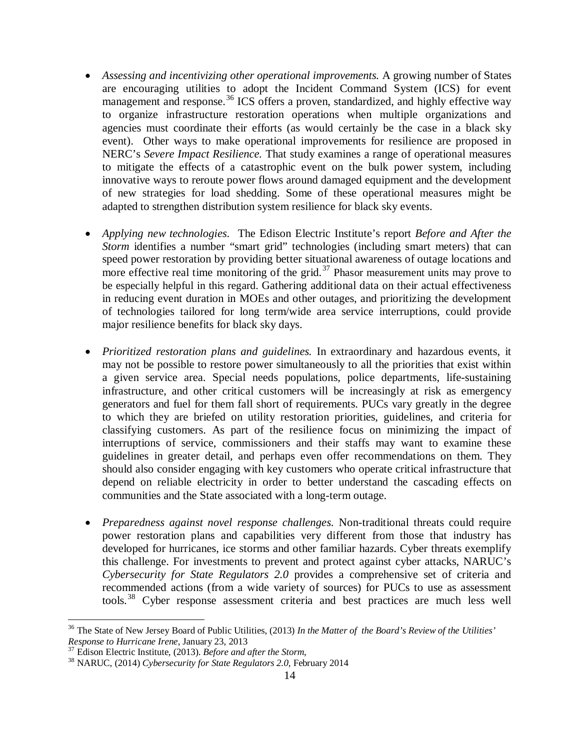- *Assessing and incentivizing other operational improvements.* A growing number of States are encouraging utilities to adopt the Incident Command System (ICS) for event management and response.[36] ICS offers a proven, standardized, and highly effective way to organize infrastructure restoration operations when multiple organizations and agencies must coordinate their efforts (as would certainly be the case in a black sky event). Other ways to make operational improvements for resilience are proposed in NERC's *Severe Impact Resilience.* That study examines a range of operational measures to mitigate the effects of a catastrophic event on the bulk power system, including innovative ways to reroute power flows around damaged equipment and the development of new strategies for load shedding. Some of these operational measures might be adapted to strengthen distribution system resilience for black sky events.

- *Applying new technologies.* The Edison Electric Institute's report *Before and After the Storm* identifies a number "smart grid" technologies (including smart meters) that can speed power restoration by providing better situational awareness of outage locations and more effective real time monitoring of the grid.[37] Phasor measurement units may prove to be especially helpful in this regard. Gathering additional data on their actual effectiveness in reducing event duration in MOEs and other outages, and prioritizing the development of technologies tailored for long term/wide area service interruptions, could provide major resilience benefits for black sky days.

- *Prioritized restoration plans and guidelines.* In extraordinary and hazardous events, it may not be possible to restore power simultaneously to all the priorities that exist within a given service area. Special needs populations, police departments, life-sustaining infrastructure, and other critical customers will be increasingly at risk as emergency generators and fuel for them fall short of requirements. PUCs vary greatly in the degree to which they are briefed on utility restoration priorities, guidelines, and criteria for classifying customers. As part of the resilience focus on minimizing the impact of interruptions of service, commissioners and their staffs may want to examine these guidelines in greater detail, and perhaps even offer recommendations on them. They should also consider engaging with key customers who operate critical infrastructure that depend on reliable electricity in order to better understand the cascading effects on communities and the State associated with a long-term outage.

- *Preparedness against novel response challenges.* Non-traditional threats could require power restoration plans and capabilities very different from those that industry has developed for hurricanes, ice storms and other familiar hazards. Cyber threats exemplify this challenge. For investments to prevent and protect against cyber attacks, NARUC's *Cybersecurity for State Regulators 2.0* provides a comprehensive set of criteria and recommended actions (from a wide variety of sources) for PUCs to use as assessment tools.[38] Cyber response assessment criteria and best practices are much less well

---

[36] The State of New Jersey Board of Public Utilities, (2013) *In the Matter of the Board's Review of the Utilities' Response to Hurricane Irene*, January 23, 2013

[37] Edison Electric Institute, (2013). *Before and after the Storm*,

[38] NARUC, (2014) *Cybersecurity for State Regulators 2.0*, February 2014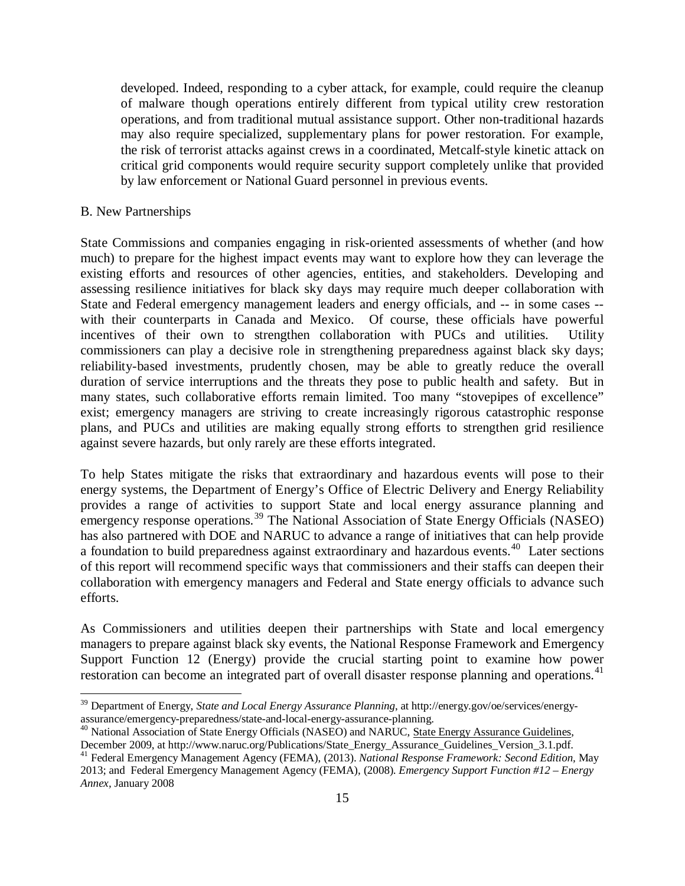developed. Indeed, responding to a cyber attack, for example, could require the cleanup of malware though operations entirely different from typical utility crew restoration operations, and from traditional mutual assistance support. Other non-traditional hazards may also require specialized, supplementary plans for power restoration. For example, the risk of terrorist attacks against crews in a coordinated, Metcalf-style kinetic attack on critical grid components would require security support completely unlike that provided by law enforcement or National Guard personnel in previous events.

B. New Partnerships

State Commissions and companies engaging in risk-oriented assessments of whether (and how much) to prepare for the highest impact events may want to explore how they can leverage the existing efforts and resources of other agencies, entities, and stakeholders. Developing and assessing resilience initiatives for black sky days may require much deeper collaboration with State and Federal emergency management leaders and energy officials, and -- in some cases -- with their counterparts in Canada and Mexico. Of course, these officials have powerful incentives of their own to strengthen collaboration with PUCs and utilities. Utility commissioners can play a decisive role in strengthening preparedness against black sky days; reliability-based investments, prudently chosen, may be able to greatly reduce the overall duration of service interruptions and the threats they pose to public health and safety. But in many states, such collaborative efforts remain limited. Too many "stovepipes of excellence" exist; emergency managers are striving to create increasingly rigorous catastrophic response plans, and PUCs and utilities are making equally strong efforts to strengthen grid resilience against severe hazards, but only rarely are these efforts integrated.

To help States mitigate the risks that extraordinary and hazardous events will pose to their energy systems, the Department of Energy's Office of Electric Delivery and Energy Reliability provides a range of activities to support State and local energy assurance planning and emergency response operations.[39] The National Association of State Energy Officials (NASEO) has also partnered with DOE and NARUC to advance a range of initiatives that can help provide a foundation to build preparedness against extraordinary and hazardous events.[40] Later sections of this report will recommend specific ways that commissioners and their staffs can deepen their collaboration with emergency managers and Federal and State energy officials to advance such efforts.

As Commissioners and utilities deepen their partnerships with State and local emergency managers to prepare against black sky events, the National Response Framework and Emergency Support Function 12 (Energy) provide the crucial starting point to examine how power restoration can become an integrated part of overall disaster response planning and operations.[41]

---

[39] Department of Energy, *State and Local Energy Assurance Planning*, at http://energy.gov/oe/services/energy-assurance/emergency-preparedness/state-and-local-energy-assurance-planning.

[40] National Association of State Energy Officials (NASEO) and NARUC, State Energy Assurance Guidelines, December 2009, at http://www.naruc.org/Publications/State_Energy_Assurance_Guidelines_Version_3.1.pdf.

[41] Federal Emergency Management Agency (FEMA), (2013). *National Response Framework: Second Edition*, May 2013; and Federal Emergency Management Agency (FEMA), (2008). *Emergency Support Function #12 – Energy Annex*, January 2008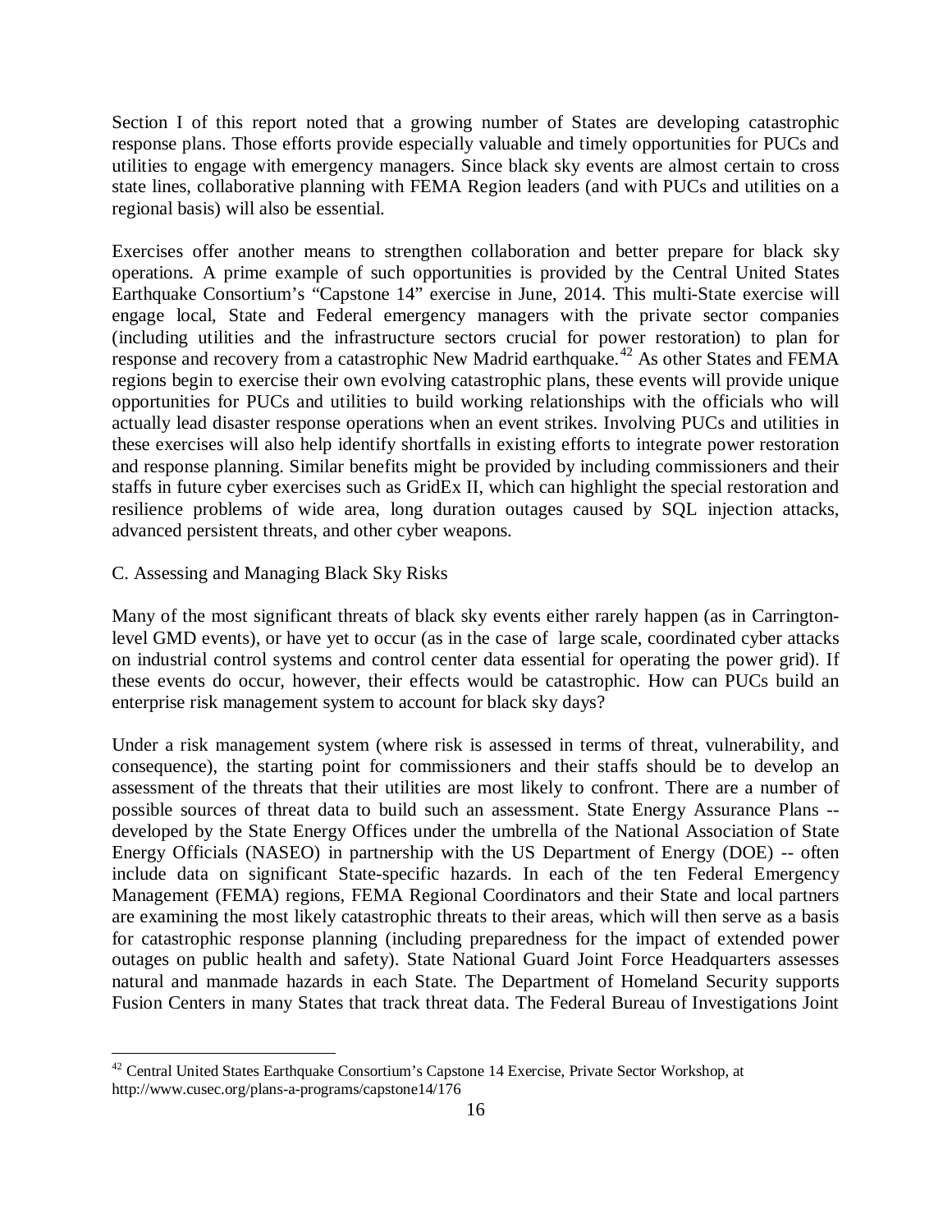Section I of this report noted that a growing number of States are developing catastrophic response plans. Those efforts provide especially valuable and timely opportunities for PUCs and utilities to engage with emergency managers. Since black sky events are almost certain to cross state lines, collaborative planning with FEMA Region leaders (and with PUCs and utilities on a regional basis) will also be essential.

Exercises offer another means to strengthen collaboration and better prepare for black sky operations. A prime example of such opportunities is provided by the Central United States Earthquake Consortium's "Capstone 14" exercise in June, 2014. This multi-State exercise will engage local, State and Federal emergency managers with the private sector companies (including utilities and the infrastructure sectors crucial for power restoration) to plan for response and recovery from a catastrophic New Madrid earthquake.[42] As other States and FEMA regions begin to exercise their own evolving catastrophic plans, these events will provide unique opportunities for PUCs and utilities to build working relationships with the officials who will actually lead disaster response operations when an event strikes. Involving PUCs and utilities in these exercises will also help identify shortfalls in existing efforts to integrate power restoration and response planning. Similar benefits might be provided by including commissioners and their staffs in future cyber exercises such as GridEx II, which can highlight the special restoration and resilience problems of wide area, long duration outages caused by SQL injection attacks, advanced persistent threats, and other cyber weapons.

## C. Assessing and Managing Black Sky Risks

Many of the most significant threats of black sky events either rarely happen (as in Carrington-level GMD events), or have yet to occur (as in the case of large scale, coordinated cyber attacks on industrial control systems and control center data essential for operating the power grid). If these events do occur, however, their effects would be catastrophic. How can PUCs build an enterprise risk management system to account for black sky days?

Under a risk management system (where risk is assessed in terms of threat, vulnerability, and consequence), the starting point for commissioners and their staffs should be to develop an assessment of the threats that their utilities are most likely to confront. There are a number of possible sources of threat data to build such an assessment. State Energy Assurance Plans -- developed by the State Energy Offices under the umbrella of the National Association of State Energy Officials (NASEO) in partnership with the US Department of Energy (DOE) -- often include data on significant State-specific hazards. In each of the ten Federal Emergency Management (FEMA) regions, FEMA Regional Coordinators and their State and local partners are examining the most likely catastrophic threats to their areas, which will then serve as a basis for catastrophic response planning (including preparedness for the impact of extended power outages on public health and safety). State National Guard Joint Force Headquarters assesses natural and manmade hazards in each State. The Department of Homeland Security supports Fusion Centers in many States that track threat data. The Federal Bureau of Investigations Joint

[42] Central United States Earthquake Consortium's Capstone 14 Exercise, Private Sector Workshop, at http://www.cusec.org/plans-a-programs/capstone14/176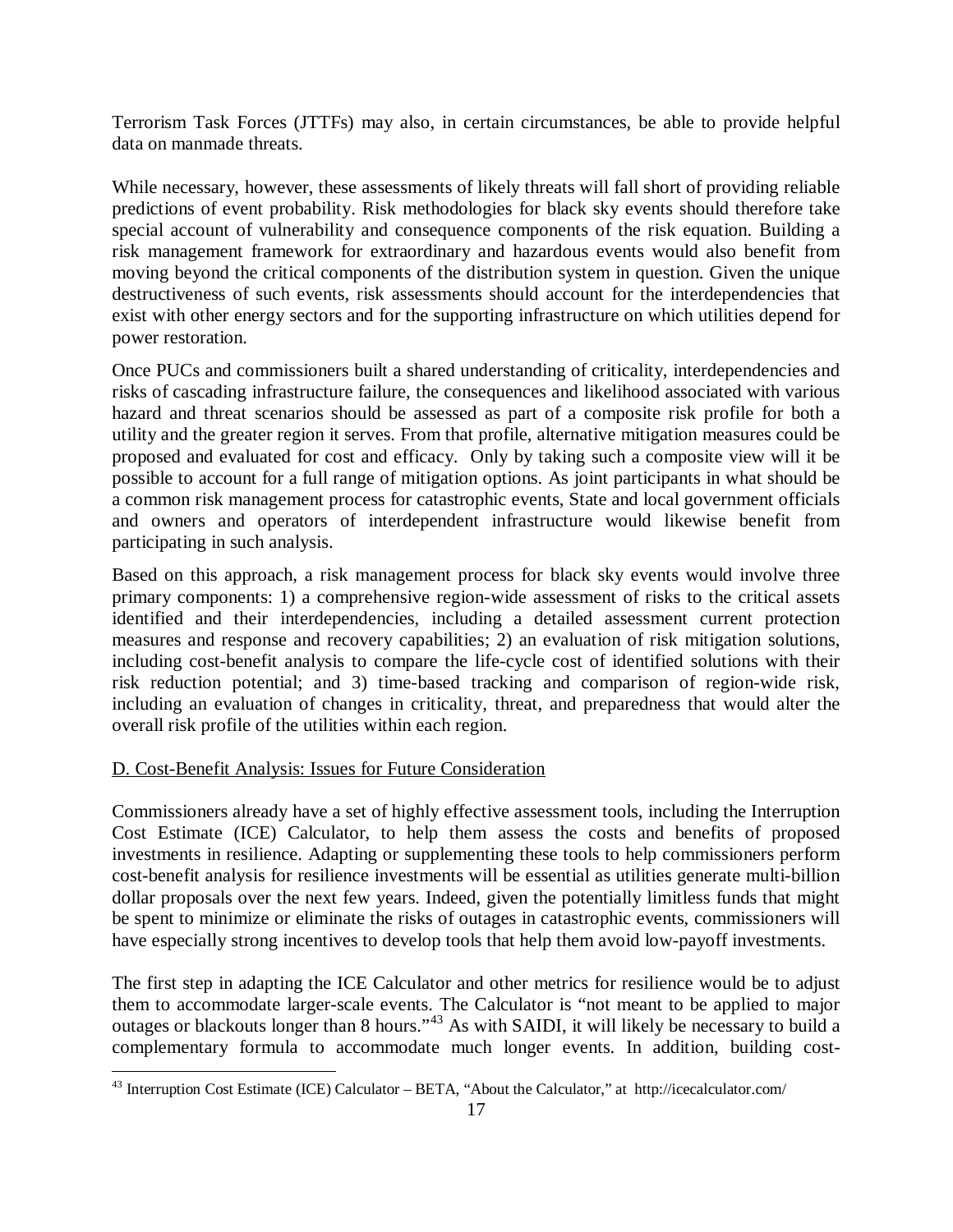Terrorism Task Forces (JTTFs) may also, in certain circumstances, be able to provide helpful data on manmade threats.

While necessary, however, these assessments of likely threats will fall short of providing reliable predictions of event probability. Risk methodologies for black sky events should therefore take special account of vulnerability and consequence components of the risk equation. Building a risk management framework for extraordinary and hazardous events would also benefit from moving beyond the critical components of the distribution system in question. Given the unique destructiveness of such events, risk assessments should account for the interdependencies that exist with other energy sectors and for the supporting infrastructure on which utilities depend for power restoration.

Once PUCs and commissioners built a shared understanding of criticality, interdependencies and risks of cascading infrastructure failure, the consequences and likelihood associated with various hazard and threat scenarios should be assessed as part of a composite risk profile for both a utility and the greater region it serves. From that profile, alternative mitigation measures could be proposed and evaluated for cost and efficacy. Only by taking such a composite view will it be possible to account for a full range of mitigation options. As joint participants in what should be a common risk management process for catastrophic events, State and local government officials and owners and operators of interdependent infrastructure would likewise benefit from participating in such analysis.

Based on this approach, a risk management process for black sky events would involve three primary components: 1) a comprehensive region-wide assessment of risks to the critical assets identified and their interdependencies, including a detailed assessment current protection measures and response and recovery capabilities; 2) an evaluation of risk mitigation solutions, including cost-benefit analysis to compare the life-cycle cost of identified solutions with their risk reduction potential; and 3) time-based tracking and comparison of region-wide risk, including an evaluation of changes in criticality, threat, and preparedness that would alter the overall risk profile of the utilities within each region.

D. Cost-Benefit Analysis: Issues for Future Consideration

Commissioners already have a set of highly effective assessment tools, including the Interruption Cost Estimate (ICE) Calculator, to help them assess the costs and benefits of proposed investments in resilience. Adapting or supplementing these tools to help commissioners perform cost-benefit analysis for resilience investments will be essential as utilities generate multi-billion dollar proposals over the next few years. Indeed, given the potentially limitless funds that might be spent to minimize or eliminate the risks of outages in catastrophic events, commissioners will have especially strong incentives to develop tools that help them avoid low-payoff investments.

The first step in adapting the ICE Calculator and other metrics for resilience would be to adjust them to accommodate larger-scale events. The Calculator is "not meant to be applied to major outages or blackouts longer than 8 hours."[43] As with SAIDI, it will likely be necessary to build a complementary formula to accommodate much longer events. In addition, building cost-

[43] Interruption Cost Estimate (ICE) Calculator – BETA, "About the Calculator," at http://icecalculator.com/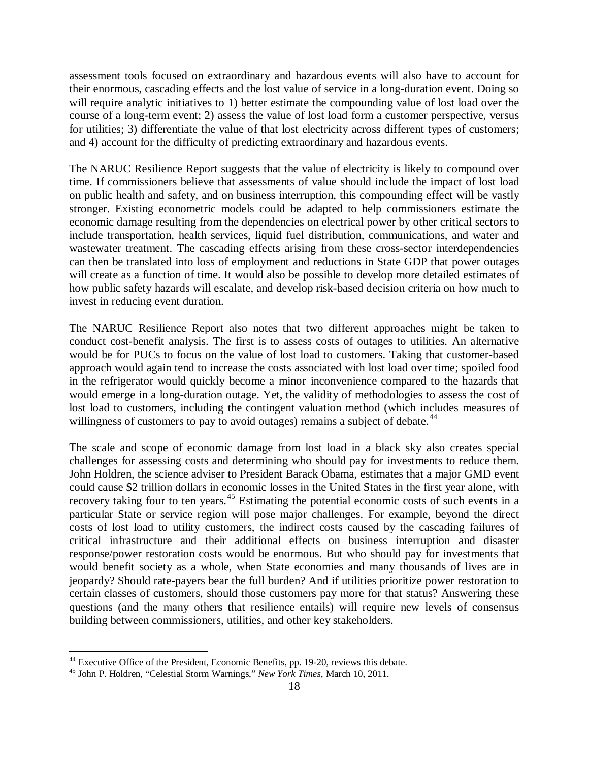assessment tools focused on extraordinary and hazardous events will also have to account for their enormous, cascading effects and the lost value of service in a long-duration event. Doing so will require analytic initiatives to 1) better estimate the compounding value of lost load over the course of a long-term event; 2) assess the value of lost load form a customer perspective, versus for utilities; 3) differentiate the value of that lost electricity across different types of customers; and 4) account for the difficulty of predicting extraordinary and hazardous events.

The NARUC Resilience Report suggests that the value of electricity is likely to compound over time. If commissioners believe that assessments of value should include the impact of lost load on public health and safety, and on business interruption, this compounding effect will be vastly stronger. Existing econometric models could be adapted to help commissioners estimate the economic damage resulting from the dependencies on electrical power by other critical sectors to include transportation, health services, liquid fuel distribution, communications, and water and wastewater treatment. The cascading effects arising from these cross-sector interdependencies can then be translated into loss of employment and reductions in State GDP that power outages will create as a function of time. It would also be possible to develop more detailed estimates of how public safety hazards will escalate, and develop risk-based decision criteria on how much to invest in reducing event duration.

The NARUC Resilience Report also notes that two different approaches might be taken to conduct cost-benefit analysis. The first is to assess costs of outages to utilities. An alternative would be for PUCs to focus on the value of lost load to customers. Taking that customer-based approach would again tend to increase the costs associated with lost load over time; spoiled food in the refrigerator would quickly become a minor inconvenience compared to the hazards that would emerge in a long-duration outage. Yet, the validity of methodologies to assess the cost of lost load to customers, including the contingent valuation method (which includes measures of willingness of customers to pay to avoid outages) remains a subject of debate.[44]

The scale and scope of economic damage from lost load in a black sky also creates special challenges for assessing costs and determining who should pay for investments to reduce them. John Holdren, the science adviser to President Barack Obama, estimates that a major GMD event could cause $2 trillion dollars in economic losses in the United States in the first year alone, with recovery taking four to ten years.[45] Estimating the potential economic costs of such events in a particular State or service region will pose major challenges. For example, beyond the direct costs of lost load to utility customers, the indirect costs caused by the cascading failures of critical infrastructure and their additional effects on business interruption and disaster response/power restoration costs would be enormous. But who should pay for investments that would benefit society as a whole, when State economies and many thousands of lives are in jeopardy? Should rate-payers bear the full burden? And if utilities prioritize power restoration to certain classes of customers, should those customers pay more for that status? Answering these questions (and the many others that resilience entails) will require new levels of consensus building between commissioners, utilities, and other key stakeholders.

---

[44] Executive Office of the President, Economic Benefits, pp. 19-20, reviews this debate.

[45] John P. Holdren, "Celestial Storm Warnings," *New York Times*, March 10, 2011.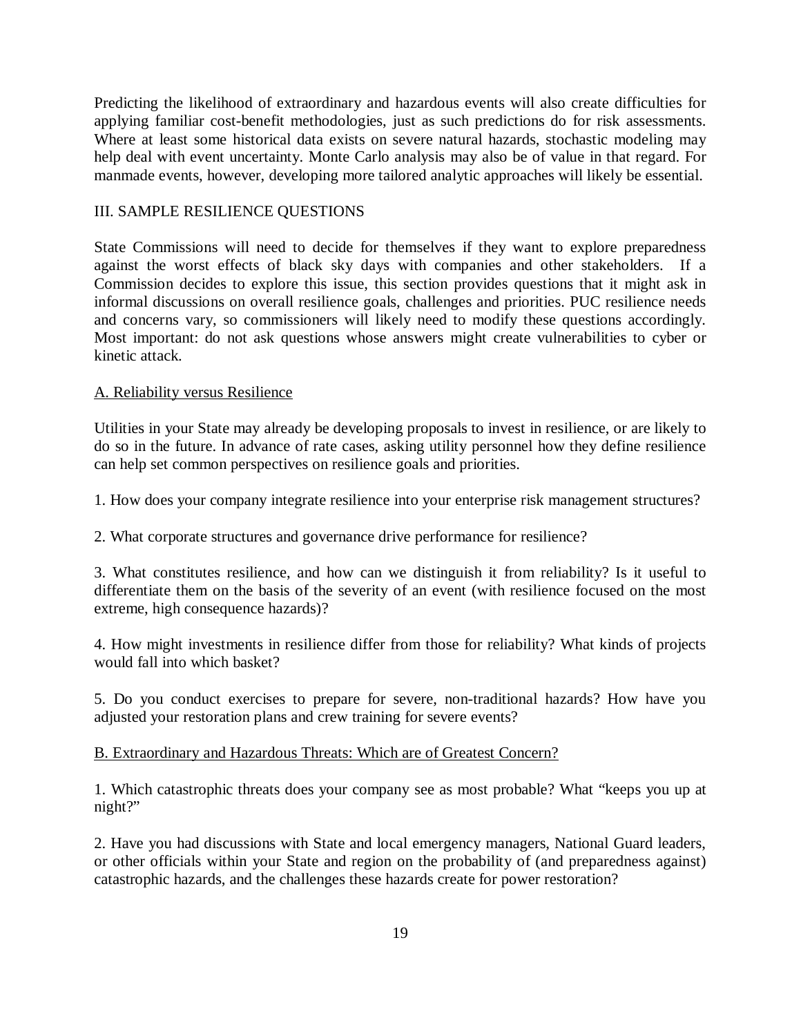Predicting the likelihood of extraordinary and hazardous events will also create difficulties for applying familiar cost-benefit methodologies, just as such predictions do for risk assessments. Where at least some historical data exists on severe natural hazards, stochastic modeling may help deal with event uncertainty. Monte Carlo analysis may also be of value in that regard. For manmade events, however, developing more tailored analytic approaches will likely be essential.

## III. SAMPLE RESILIENCE QUESTIONS

State Commissions will need to decide for themselves if they want to explore preparedness against the worst effects of black sky days with companies and other stakeholders. If a Commission decides to explore this issue, this section provides questions that it might ask in informal discussions on overall resilience goals, challenges and priorities. PUC resilience needs and concerns vary, so commissioners will likely need to modify these questions accordingly. Most important: do not ask questions whose answers might create vulnerabilities to cyber or kinetic attack.

### A. Reliability versus Resilience

Utilities in your State may already be developing proposals to invest in resilience, or are likely to do so in the future. In advance of rate cases, asking utility personnel how they define resilience can help set common perspectives on resilience goals and priorities.

1. How does your company integrate resilience into your enterprise risk management structures?

2. What corporate structures and governance drive performance for resilience?

3. What constitutes resilience, and how can we distinguish it from reliability? Is it useful to differentiate them on the basis of the severity of an event (with resilience focused on the most extreme, high consequence hazards)?

4. How might investments in resilience differ from those for reliability? What kinds of projects would fall into which basket?

5. Do you conduct exercises to prepare for severe, non-traditional hazards? How have you adjusted your restoration plans and crew training for severe events?

### B. Extraordinary and Hazardous Threats: Which are of Greatest Concern?

1. Which catastrophic threats does your company see as most probable? What "keeps you up at night?"

2. Have you had discussions with State and local emergency managers, National Guard leaders, or other officials within your State and region on the probability of (and preparedness against) catastrophic hazards, and the challenges these hazards create for power restoration?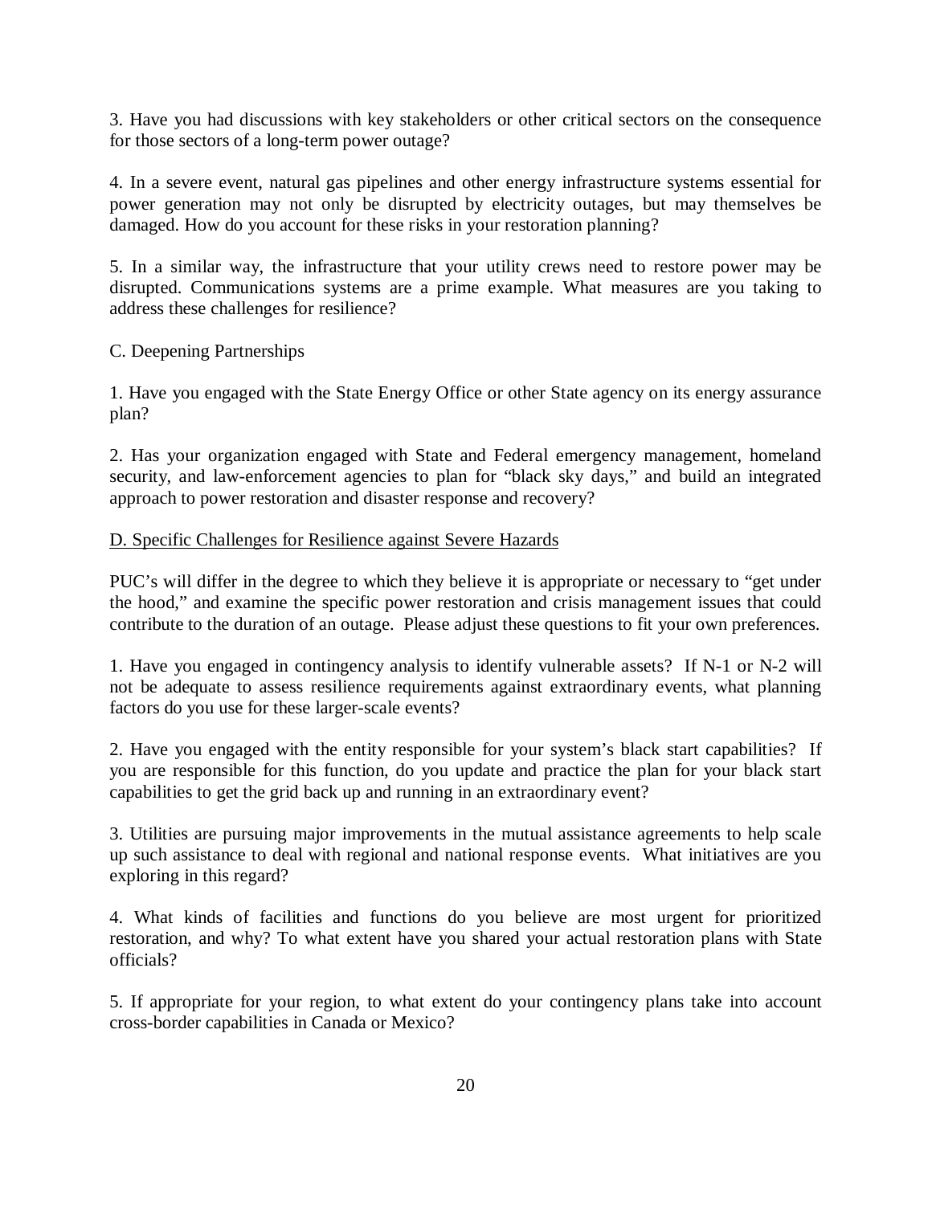3. Have you had discussions with key stakeholders or other critical sectors on the consequence for those sectors of a long-term power outage?

4. In a severe event, natural gas pipelines and other energy infrastructure systems essential for power generation may not only be disrupted by electricity outages, but may themselves be damaged. How do you account for these risks in your restoration planning?

5. In a similar way, the infrastructure that your utility crews need to restore power may be disrupted. Communications systems are a prime example. What measures are you taking to address these challenges for resilience?

C. Deepening Partnerships

1. Have you engaged with the State Energy Office or other State agency on its energy assurance plan?

2. Has your organization engaged with State and Federal emergency management, homeland security, and law-enforcement agencies to plan for "black sky days," and build an integrated approach to power restoration and disaster response and recovery?

<u>D. Specific Challenges for Resilience against Severe Hazards</u>

PUC's will differ in the degree to which they believe it is appropriate or necessary to "get under the hood," and examine the specific power restoration and crisis management issues that could contribute to the duration of an outage. Please adjust these questions to fit your own preferences.

1. Have you engaged in contingency analysis to identify vulnerable assets? If N-1 or N-2 will not be adequate to assess resilience requirements against extraordinary events, what planning factors do you use for these larger-scale events?

2. Have you engaged with the entity responsible for your system's black start capabilities? If you are responsible for this function, do you update and practice the plan for your black start capabilities to get the grid back up and running in an extraordinary event?

3. Utilities are pursuing major improvements in the mutual assistance agreements to help scale up such assistance to deal with regional and national response events. What initiatives are you exploring in this regard?

4. What kinds of facilities and functions do you believe are most urgent for prioritized restoration, and why? To what extent have you shared your actual restoration plans with State officials?

5. If appropriate for your region, to what extent do your contingency plans take into account cross-border capabilities in Canada or Mexico?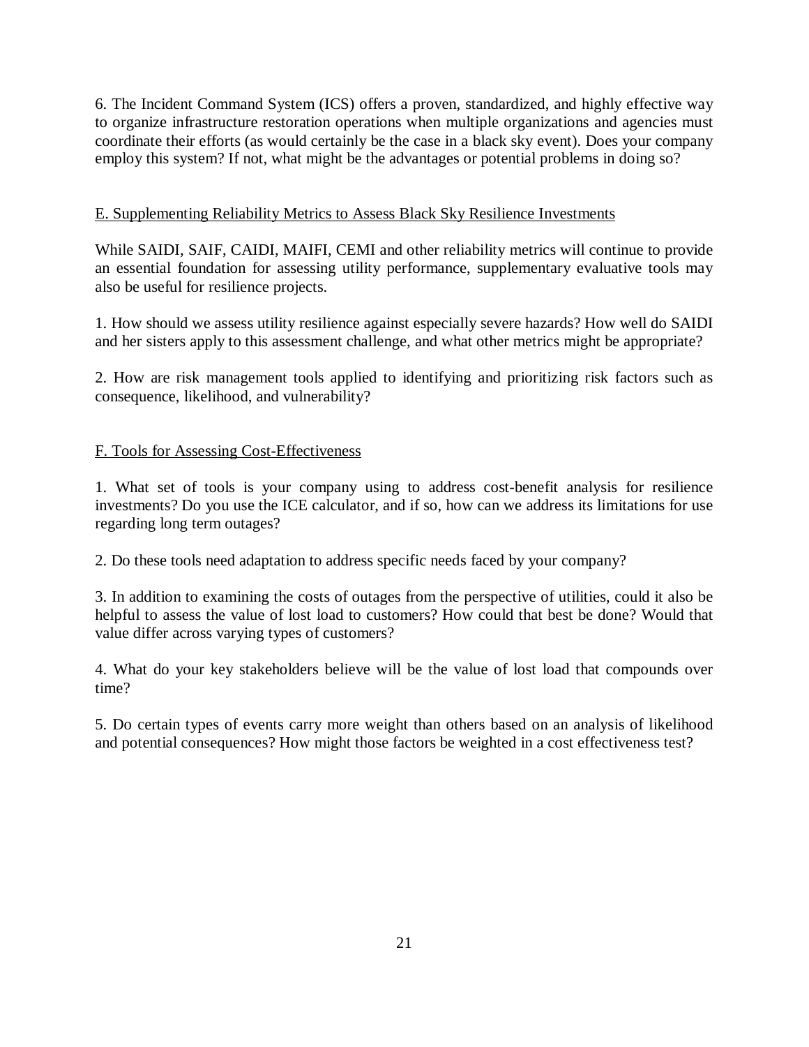6. The Incident Command System (ICS) offers a proven, standardized, and highly effective way to organize infrastructure restoration operations when multiple organizations and agencies must coordinate their efforts (as would certainly be the case in a black sky event). Does your company employ this system? If not, what might be the advantages or potential problems in doing so?

## E. Supplementing Reliability Metrics to Assess Black Sky Resilience Investments

While SAIDI, SAIF, CAIDI, MAIFI, CEMI and other reliability metrics will continue to provide an essential foundation for assessing utility performance, supplementary evaluative tools may also be useful for resilience projects.

1. How should we assess utility resilience against especially severe hazards? How well do SAIDI and her sisters apply to this assessment challenge, and what other metrics might be appropriate?

2. How are risk management tools applied to identifying and prioritizing risk factors such as consequence, likelihood, and vulnerability?

## F. Tools for Assessing Cost-Effectiveness

1. What set of tools is your company using to address cost-benefit analysis for resilience investments? Do you use the ICE calculator, and if so, how can we address its limitations for use regarding long term outages?

2. Do these tools need adaptation to address specific needs faced by your company?

3. In addition to examining the costs of outages from the perspective of utilities, could it also be helpful to assess the value of lost load to customers? How could that best be done? Would that value differ across varying types of customers?

4. What do your key stakeholders believe will be the value of lost load that compounds over time?

5. Do certain types of events carry more weight than others based on an analysis of likelihood and potential consequences? How might those factors be weighted in a cost effectiveness test?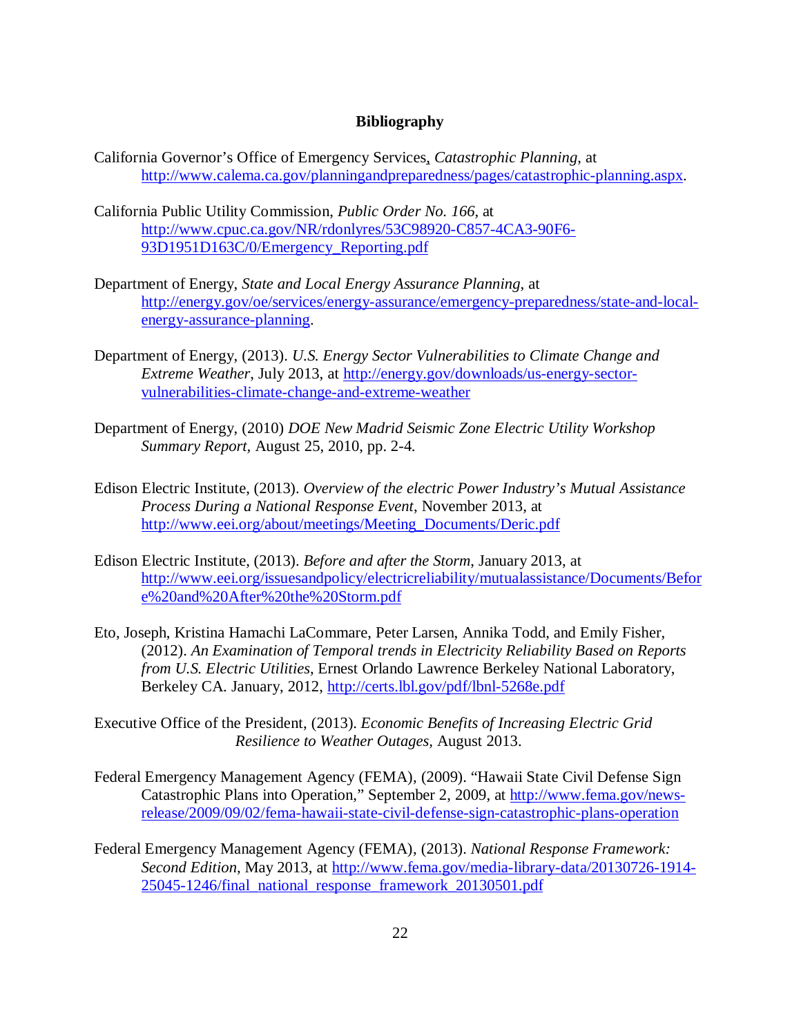**Bibliography**

California Governor's Office of Emergency Services, *Catastrophic Planning*, at http://www.calema.ca.gov/planningandpreparedness/pages/catastrophic-planning.aspx.

California Public Utility Commission, *Public Order No. 166*, at http://www.cpuc.ca.gov/NR/rdonlyres/53C98920-C857-4CA3-90F6-93D1951D163C/0/Emergency_Reporting.pdf

Department of Energy, *State and Local Energy Assurance Planning*, at http://energy.gov/oe/services/energy-assurance/emergency-preparedness/state-and-local-energy-assurance-planning.

Department of Energy, (2013). *U.S. Energy Sector Vulnerabilities to Climate Change and Extreme Weather*, July 2013, at http://energy.gov/downloads/us-energy-sector-vulnerabilities-climate-change-and-extreme-weather

Department of Energy, (2010) *DOE New Madrid Seismic Zone Electric Utility Workshop Summary Report*, August 25, 2010, pp. 2-4.

Edison Electric Institute, (2013). *Overview of the electric Power Industry's Mutual Assistance Process During a National Response Event*, November 2013, at http://www.eei.org/about/meetings/Meeting_Documents/Deric.pdf

Edison Electric Institute, (2013). *Before and after the Storm*, January 2013, at http://www.eei.org/issuesandpolicy/electricreliability/mutualassistance/Documents/Before%20and%20After%20the%20Storm.pdf

Eto, Joseph, Kristina Hamachi LaCommare, Peter Larsen, Annika Todd, and Emily Fisher, (2012). *An Examination of Temporal trends in Electricity Reliability Based on Reports from U.S. Electric Utilities*, Ernest Orlando Lawrence Berkeley National Laboratory, Berkeley CA. January, 2012, http://certs.lbl.gov/pdf/lbnl-5268e.pdf

Executive Office of the President, (2013). *Economic Benefits of Increasing Electric Grid Resilience to Weather Outages*, August 2013.

Federal Emergency Management Agency (FEMA), (2009). "Hawaii State Civil Defense Sign Catastrophic Plans into Operation," September 2, 2009, at http://www.fema.gov/news-release/2009/09/02/fema-hawaii-state-civil-defense-sign-catastrophic-plans-operation

Federal Emergency Management Agency (FEMA), (2013). *National Response Framework: Second Edition*, May 2013, at http://www.fema.gov/media-library-data/20130726-1914-25045-1246/final_national_response_framework_20130501.pdf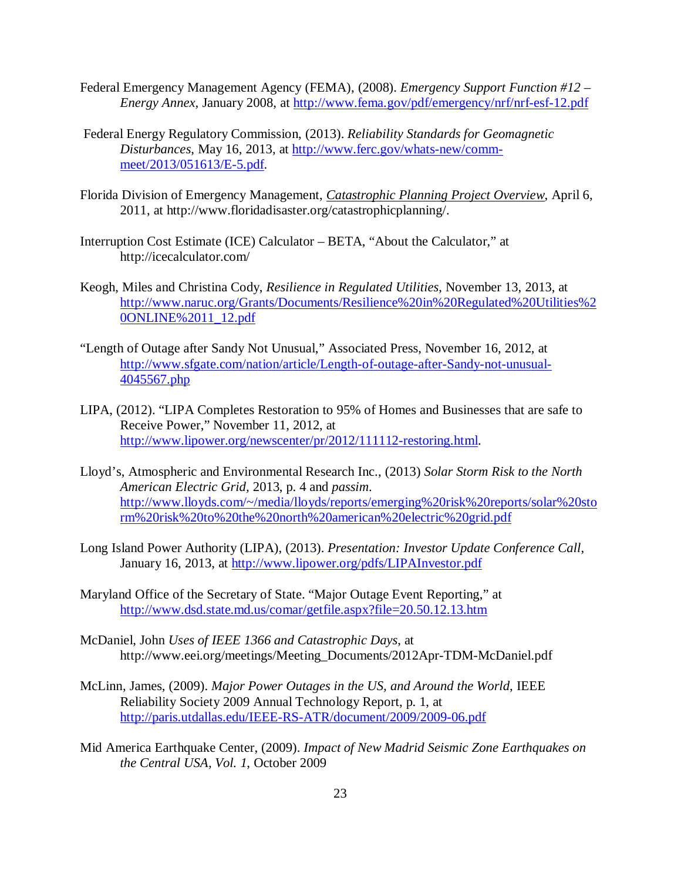Federal Emergency Management Agency (FEMA), (2008). *Emergency Support Function #12 – Energy Annex,* January 2008, at http://www.fema.gov/pdf/emergency/nrf/nrf-esf-12.pdf

Federal Energy Regulatory Commission, (2013). *Reliability Standards for Geomagnetic Disturbances*, May 16, 2013, at http://www.ferc.gov/whats-new/comm-meet/2013/051613/E-5.pdf.

Florida Division of Emergency Management, *Catastrophic Planning Project Overview*, April 6, 2011, at http://www.floridadisaster.org/catastrophicplanning/.

Interruption Cost Estimate (ICE) Calculator – BETA, "About the Calculator," at http://icecalculator.com/

Keogh, Miles and Christina Cody, *Resilience in Regulated Utilities*, November 13, 2013, at http://www.naruc.org/Grants/Documents/Resilience%20in%20Regulated%20Utilities%20ONLINE%2011_12.pdf

"Length of Outage after Sandy Not Unusual," Associated Press, November 16, 2012, at http://www.sfgate.com/nation/article/Length-of-outage-after-Sandy-not-unusual-4045567.php

LIPA, (2012). "LIPA Completes Restoration to 95% of Homes and Businesses that are safe to Receive Power," November 11, 2012, at http://www.lipower.org/newscenter/pr/2012/111112-restoring.html.

Lloyd's, Atmospheric and Environmental Research Inc., (2013) *Solar Storm Risk to the North American Electric Grid*, 2013, p. 4 and *passim*. http://www.lloyds.com/~/media/lloyds/reports/emerging%20risk%20reports/solar%20storm%20risk%20to%20the%20north%20american%20electric%20grid.pdf

Long Island Power Authority (LIPA), (2013). *Presentation: Investor Update Conference Call*, January 16, 2013, at http://www.lipower.org/pdfs/LIPAInvestor.pdf

Maryland Office of the Secretary of State. "Major Outage Event Reporting," at http://www.dsd.state.md.us/comar/getfile.aspx?file=20.50.12.13.htm

McDaniel, John *Uses of IEEE 1366 and Catastrophic Days*, at http://www.eei.org/meetings/Meeting_Documents/2012Apr-TDM-McDaniel.pdf

McLinn, James, (2009). *Major Power Outages in the US, and Around the World*, IEEE Reliability Society 2009 Annual Technology Report, p. 1, at http://paris.utdallas.edu/IEEE-RS-ATR/document/2009/2009-06.pdf

Mid America Earthquake Center, (2009). *Impact of New Madrid Seismic Zone Earthquakes on the Central USA, Vol. 1*, October 2009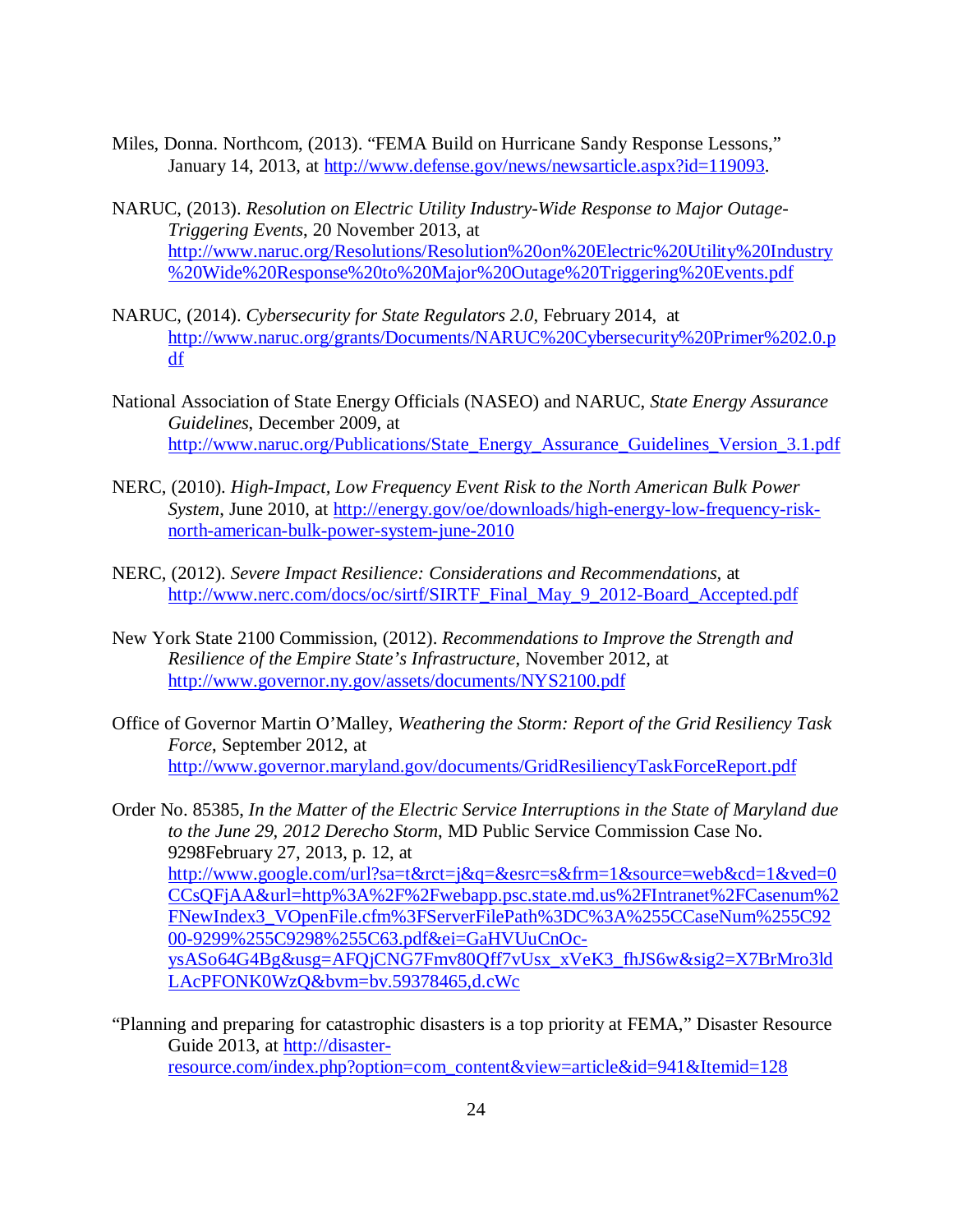Miles, Donna. Northcom, (2013). "FEMA Build on Hurricane Sandy Response Lessons," January 14, 2013, at http://www.defense.gov/news/newsarticle.aspx?id=119093.

NARUC, (2013). *Resolution on Electric Utility Industry-Wide Response to Major Outage-Triggering Events*, 20 November 2013, at http://www.naruc.org/Resolutions/Resolution%20on%20Electric%20Utility%20Industry%20Wide%20Response%20to%20Major%20Outage%20Triggering%20Events.pdf

NARUC, (2014). *Cybersecurity for State Regulators 2.0*, February 2014, at http://www.naruc.org/grants/Documents/NARUC%20Cybersecurity%20Primer%202.0.pdf

National Association of State Energy Officials (NASEO) and NARUC, *State Energy Assurance Guidelines*, December 2009, at http://www.naruc.org/Publications/State_Energy_Assurance_Guidelines_Version_3.1.pdf

NERC, (2010). *High-Impact, Low Frequency Event Risk to the North American Bulk Power System*, June 2010, at http://energy.gov/oe/downloads/high-energy-low-frequency-risk-north-american-bulk-power-system-june-2010

NERC, (2012). *Severe Impact Resilience: Considerations and Recommendations,* at http://www.nerc.com/docs/oc/sirtf/SIRTF_Final_May_9_2012-Board_Accepted.pdf

New York State 2100 Commission, (2012). *Recommendations to Improve the Strength and Resilience of the Empire State's Infrastructure,* November 2012, at http://www.governor.ny.gov/assets/documents/NYS2100.pdf

Office of Governor Martin O'Malley, *Weathering the Storm: Report of the Grid Resiliency Task Force*, September 2012, at http://www.governor.maryland.gov/documents/GridResiliencyTaskForceReport.pdf

Order No. 85385, *In the Matter of the Electric Service Interruptions in the State of Maryland due to the June 29, 2012 Derecho Storm*, MD Public Service Commission Case No. 9298February 27, 2013, p. 12, at http://www.google.com/url?sa=t&rct=j&q=&esrc=s&frm=1&source=web&cd=1&ved=0CCsQFjAA&url=http%3A%2F%2Fwebapp.psc.state.md.us%2FIntranet%2FCasenum%2FNewIndex3_VOpenFile.cfm%3FServerFilePath%3DC%3A%255CCaseNum%255C9200-9299%255C9298%255C63.pdf&ei=GaHVUuCnOc-ysASo64G4Bg&usg=AFQjCNG7Fmv80Qff7vUsx_xVeK3_fhJS6w&sig2=X7BrMro3ldLAcPFONK0WzQ&bvm=bv.59378465,d.cWc

"Planning and preparing for catastrophic disasters is a top priority at FEMA," Disaster Resource Guide 2013, at http://disaster-resource.com/index.php?option=com_content&view=article&id=941&Itemid=128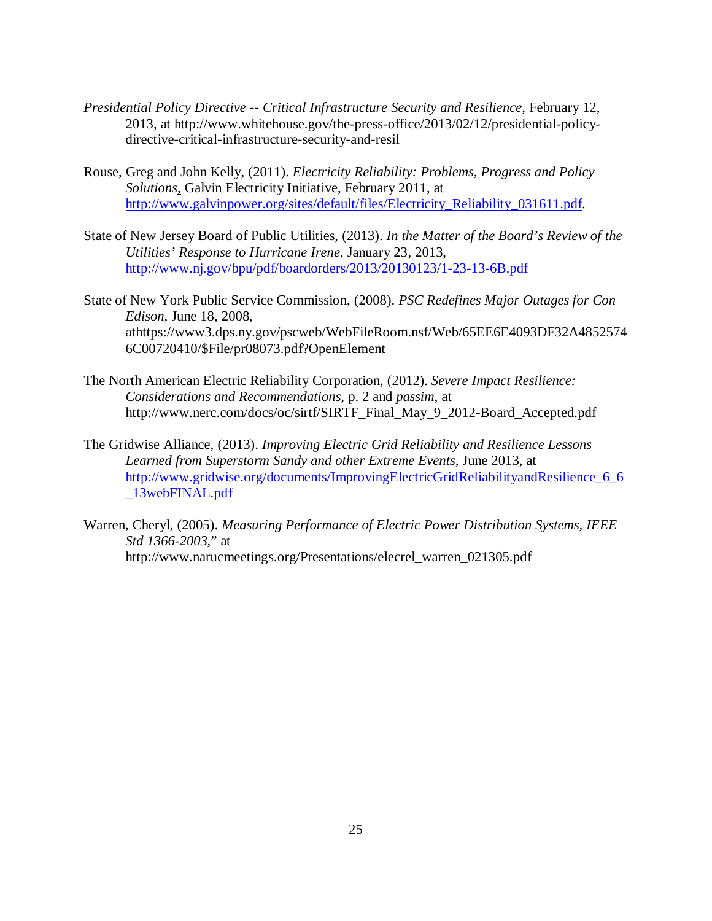*Presidential Policy Directive -- Critical Infrastructure Security and Resilience*, February 12, 2013, at http://www.whitehouse.gov/the-press-office/2013/02/12/presidential-policy-directive-critical-infrastructure-security-and-resil

Rouse, Greg and John Kelly, (2011). *Electricity Reliability: Problems, Progress and Policy Solutions*, Galvin Electricity Initiative, February 2011, at http://www.galvinpower.org/sites/default/files/Electricity_Reliability_031611.pdf.

State of New Jersey Board of Public Utilities, (2013). *In the Matter of the Board's Review of the Utilities' Response to Hurricane Irene*, January 23, 2013, http://www.nj.gov/bpu/pdf/boardorders/2013/20130123/1-23-13-6B.pdf

State of New York Public Service Commission, (2008). *PSC Redefines Major Outages for Con Edison*, June 18, 2008, athttps://www3.dps.ny.gov/pscweb/WebFileRoom.nsf/Web/65EE6E4093DF32A48525746C00720410/$File/pr08073.pdf?OpenElement

The North American Electric Reliability Corporation, (2012). *Severe Impact Resilience: Considerations and Recommendations*, p. 2 and *passim*, at http://www.nerc.com/docs/oc/sirtf/SIRTF_Final_May_9_2012-Board_Accepted.pdf

The Gridwise Alliance, (2013). *Improving Electric Grid Reliability and Resilience Lessons Learned from Superstorm Sandy and other Extreme Events*, June 2013, at http://www.gridwise.org/documents/ImprovingElectricGridReliabilityandResilience_6_6_13webFINAL.pdf

Warren, Cheryl, (2005). *Measuring Performance of Electric Power Distribution Systems, IEEE Std 1366-2003*," at http://www.narucmeetings.org/Presentations/elecrel_warren_021305.pdf